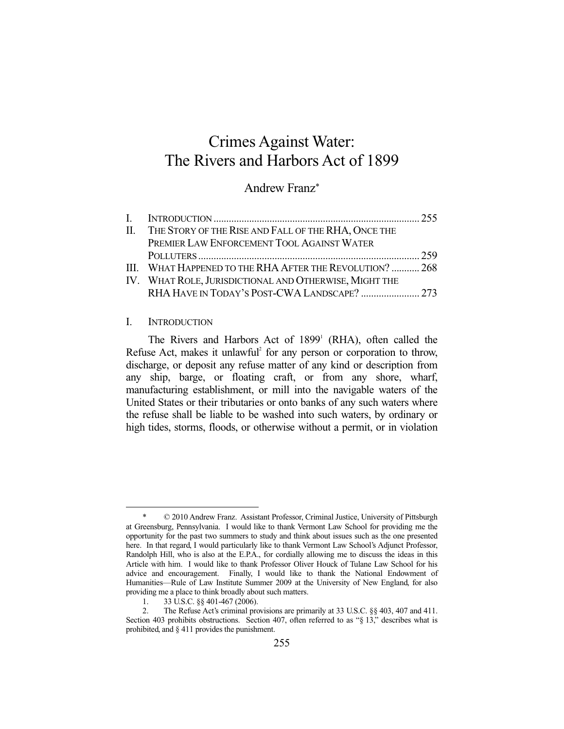# Crimes Against Water: The Rivers and Harbors Act of 1899

Andrew Franz*

| | | |
|---|---|---|
| I. | INTRODUCTION | 255 |
| II. | THE STORY OF THE RISE AND FALL OF THE RHA, ONCE THE PREMIER LAW ENFORCEMENT TOOL AGAINST WATER POLLUTERS | 259 |
| III. | WHAT HAPPENED TO THE RHA AFTER THE REVOLUTION? | 268 |
| IV. | WHAT ROLE, JURISDICTIONAL AND OTHERWISE, MIGHT THE RHA HAVE IN TODAY'S POST-CWA LANDSCAPE? | 273 |

## I. INTRODUCTION

The Rivers and Harbors Act of 1899[1] (RHA), often called the Refuse Act, makes it unlawful[2] for any person or corporation to throw, discharge, or deposit any refuse matter of any kind or description from any ship, barge, or floating craft, or from any shore, wharf, manufacturing establishment, or mill into the navigable waters of the United States or their tributaries or onto banks of any such waters where the refuse shall be liable to be washed into such waters, by ordinary or high tides, storms, floods, or otherwise without a permit, or in violation

---

\* © 2010 Andrew Franz. Assistant Professor, Criminal Justice, University of Pittsburgh at Greensburg, Pennsylvania. I would like to thank Vermont Law School for providing me the opportunity for the past two summers to study and think about issues such as the one presented here. In that regard, I would particularly like to thank Vermont Law School's Adjunct Professor, Randolph Hill, who is also at the E.P.A., for cordially allowing me to discuss the ideas in this Article with him. I would like to thank Professor Oliver Houck of Tulane Law School for his advice and encouragement. Finally, I would like to thank the National Endowment of Humanities—Rule of Law Institute Summer 2009 at the University of New England, for also providing me a place to think broadly about such matters.

1. 33 U.S.C. §§ 401-467 (2006).

2. The Refuse Act's criminal provisions are primarily at 33 U.S.C. §§ 403, 407 and 411. Section 403 prohibits obstructions. Section 407, often referred to as "§ 13," describes what is prohibited, and § 411 provides the punishment.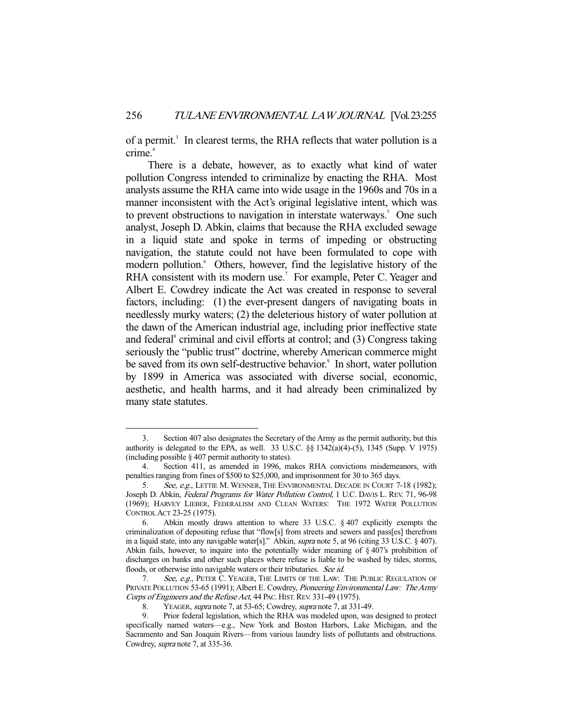of a permit.[3] In clearest terms, the RHA reflects that water pollution is a crime.[4]

There is a debate, however, as to exactly what kind of water pollution Congress intended to criminalize by enacting the RHA. Most analysts assume the RHA came into wide usage in the 1960s and 70s in a manner inconsistent with the Act's original legislative intent, which was to prevent obstructions to navigation in interstate waterways.[5] One such analyst, Joseph D. Abkin, claims that because the RHA excluded sewage in a liquid state and spoke in terms of impeding or obstructing navigation, the statute could not have been formulated to cope with modern pollution.[6] Others, however, find the legislative history of the RHA consistent with its modern use.[7] For example, Peter C. Yeager and Albert E. Cowdrey indicate the Act was created in response to several factors, including: (1) the ever-present dangers of navigating boats in needlessly murky waters; (2) the deleterious history of water pollution at the dawn of the American industrial age, including prior ineffective state and federal[8] criminal and civil efforts at control; and (3) Congress taking seriously the "public trust" doctrine, whereby American commerce might be saved from its own self-destructive behavior.[9] In short, water pollution by 1899 in America was associated with diverse social, economic, aesthetic, and health harms, and it had already been criminalized by many state statutes.

---

3. Section 407 also designates the Secretary of the Army as the permit authority, but this authority is delegated to the EPA, as well. 33 U.S.C. §§ 1342(a)(4)-(5), 1345 (Supp. V 1975) (including possible § 407 permit authority to states).

4. Section 411, as amended in 1996, makes RHA convictions misdemeanors, with penalties ranging from fines of $500 to $25,000, and imprisonment for 30 to 365 days.

5. *See, e.g.*, LETTIE M. WENNER, THE ENVIRONMENTAL DECADE IN COURT 7-18 (1982); Joseph D. Abkin, *Federal Programs for Water Pollution Control*, 1 U.C. DAVIS L. REV. 71, 96-98 (1969); HARVEY LIEBER, FEDERALISM AND CLEAN WATERS: THE 1972 WATER POLLUTION CONTROL ACT 23-25 (1975).

6. Abkin mostly draws attention to where 33 U.S.C. § 407 explicitly exempts the criminalization of depositing refuse that "flow[s] from streets and sewers and pass[es] therefrom in a liquid state, into any navigable water[s]." Abkin, *supra* note 5, at 96 (citing 33 U.S.C. § 407). Abkin fails, however, to inquire into the potentially wider meaning of § 407's prohibition of discharges on banks and other such places where refuse is liable to be washed by tides, storms, floods, or otherwise into navigable waters or their tributaries. *See id.*

7. *See, e.g.*, PETER C. YEAGER, THE LIMITS OF THE LAW: THE PUBLIC REGULATION OF PRIVATE POLLUTION 53-65 (1991); Albert E. Cowdrey, *Pioneering Environmental Law: The Army Corps of Engineers and the Refuse Act*, 44 PAC. HIST. REV. 331-49 (1975).

8. YEAGER, *supra* note 7, at 53-65; Cowdrey, *supra* note 7, at 331-49.

9. Prior federal legislation, which the RHA was modeled upon, was designed to protect specifically named waters—e.g., New York and Boston Harbors, Lake Michigan, and the Sacramento and San Joaquin Rivers—from various laundry lists of pollutants and obstructions. Cowdrey, *supra* note 7, at 335-36.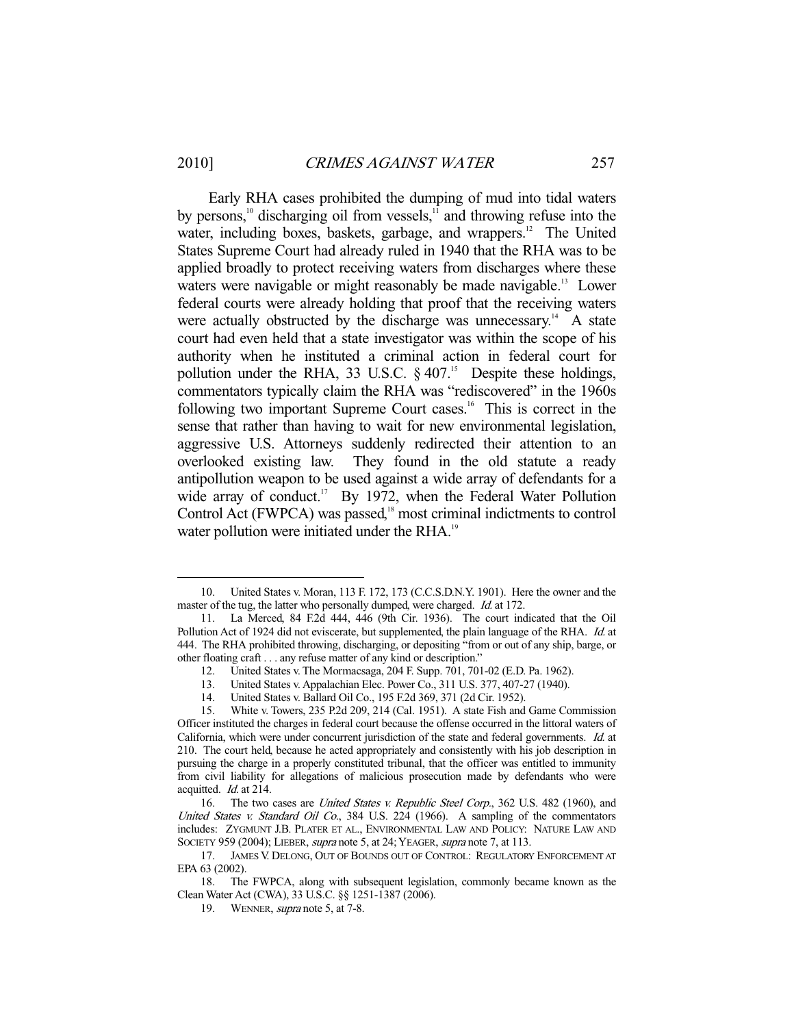Early RHA cases prohibited the dumping of mud into tidal waters by persons,[10] discharging oil from vessels,[11] and throwing refuse into the water, including boxes, baskets, garbage, and wrappers.[12] The United States Supreme Court had already ruled in 1940 that the RHA was to be applied broadly to protect receiving waters from discharges where these waters were navigable or might reasonably be made navigable.[13] Lower federal courts were already holding that proof that the receiving waters were actually obstructed by the discharge was unnecessary.[14] A state court had even held that a state investigator was within the scope of his authority when he instituted a criminal action in federal court for pollution under the RHA, 33 U.S.C. § 407.[15] Despite these holdings, commentators typically claim the RHA was "rediscovered" in the 1960s following two important Supreme Court cases.[16] This is correct in the sense that rather than having to wait for new environmental legislation, aggressive U.S. Attorneys suddenly redirected their attention to an overlooked existing law. They found in the old statute a ready antipollution weapon to be used against a wide array of defendants for a wide array of conduct.[17] By 1972, when the Federal Water Pollution Control Act (FWPCA) was passed,[18] most criminal indictments to control water pollution were initiated under the RHA.[19]

---

10. United States v. Moran, 113 F. 172, 173 (C.C.S.D.N.Y. 1901). Here the owner and the master of the tug, the latter who personally dumped, were charged. *Id.* at 172.

11. La Merced, 84 F.2d 444, 446 (9th Cir. 1936). The court indicated that the Oil Pollution Act of 1924 did not eviscerate, but supplemented, the plain language of the RHA. *Id.* at 444. The RHA prohibited throwing, discharging, or depositing "from or out of any ship, barge, or other floating craft . . . any refuse matter of any kind or description."

12. United States v. The Mormacsaga, 204 F. Supp. 701, 701-02 (E.D. Pa. 1962).

13. United States v. Appalachian Elec. Power Co., 311 U.S. 377, 407-27 (1940).

14. United States v. Ballard Oil Co., 195 F.2d 369, 371 (2d Cir. 1952).

15. White v. Towers, 235 P.2d 209, 214 (Cal. 1951). A state Fish and Game Commission Officer instituted the charges in federal court because the offense occurred in the littoral waters of California, which were under concurrent jurisdiction of the state and federal governments. *Id.* at 210. The court held, because he acted appropriately and consistently with his job description in pursuing the charge in a properly constituted tribunal, that the officer was entitled to immunity from civil liability for allegations of malicious prosecution made by defendants who were acquitted. *Id.* at 214.

16. The two cases are *United States v. Republic Steel Corp.*, 362 U.S. 482 (1960), and *United States v. Standard Oil Co.*, 384 U.S. 224 (1966). A sampling of the commentators includes: ZYGMUNT J.B. PLATER ET AL., ENVIRONMENTAL LAW AND POLICY: NATURE LAW AND SOCIETY 959 (2004); LIEBER, *supra* note 5, at 24; YEAGER, *supra* note 7, at 113.

17. JAMES V. DELONG, OUT OF BOUNDS OUT OF CONTROL: REGULATORY ENFORCEMENT AT EPA 63 (2002).

18. The FWPCA, along with subsequent legislation, commonly became known as the Clean Water Act (CWA), 33 U.S.C. §§ 1251-1387 (2006).

19. WENNER, *supra* note 5, at 7-8.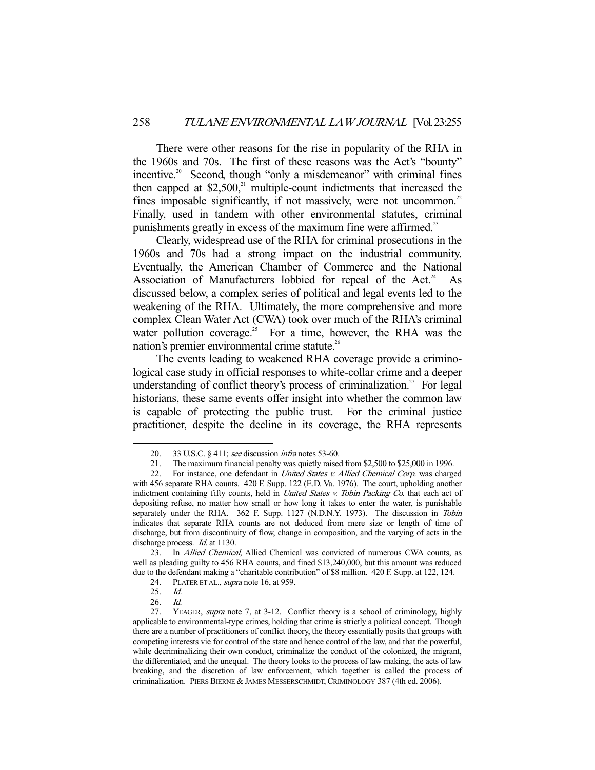There were other reasons for the rise in popularity of the RHA in the 1960s and 70s. The first of these reasons was the Act's "bounty" incentive.[20] Second, though "only a misdemeanor" with criminal fines then capped at $2,500,[21] multiple-count indictments that increased the fines imposable significantly, if not massively, were not uncommon.[22] Finally, used in tandem with other environmental statutes, criminal punishments greatly in excess of the maximum fine were affirmed.[23]

Clearly, widespread use of the RHA for criminal prosecutions in the 1960s and 70s had a strong impact on the industrial community. Eventually, the American Chamber of Commerce and the National Association of Manufacturers lobbied for repeal of the Act.[24] As discussed below, a complex series of political and legal events led to the weakening of the RHA. Ultimately, the more comprehensive and more complex Clean Water Act (CWA) took over much of the RHA's criminal water pollution coverage.[25] For a time, however, the RHA was the nation's premier environmental crime statute.[26]

The events leading to weakened RHA coverage provide a criminological case study in official responses to white-collar crime and a deeper understanding of conflict theory's process of criminalization.[27] For legal historians, these same events offer insight into whether the common law is capable of protecting the public trust. For the criminal justice practitioner, despite the decline in its coverage, the RHA represents

---

20. 33 U.S.C. § 411; *see* discussion *infra* notes 53-60.

21. The maximum financial penalty was quietly raised from $2,500 to $25,000 in 1996.

22. For instance, one defendant in *United States v. Allied Chemical Corp.* was charged with 456 separate RHA counts. 420 F. Supp. 122 (E.D. Va. 1976). The court, upholding another indictment containing fifty counts, held in *United States v. Tobin Packing Co.* that each act of depositing refuse, no matter how small or how long it takes to enter the water, is punishable separately under the RHA. 362 F. Supp. 1127 (N.D.N.Y. 1973). The discussion in *Tobin* indicates that separate RHA counts are not deduced from mere size or length of time of discharge, but from discontinuity of flow, change in composition, and the varying of acts in the discharge process. *Id.* at 1130.

23. In *Allied Chemical*, Allied Chemical was convicted of numerous CWA counts, as well as pleading guilty to 456 RHA counts, and fined $13,240,000, but this amount was reduced due to the defendant making a "charitable contribution" of $8 million. 420 F. Supp. at 122, 124.

24. PLATER ET AL., *supra* note 16, at 959.

25. *Id.*

26. *Id.*

27. YEAGER, *supra* note 7, at 3-12. Conflict theory is a school of criminology, highly applicable to environmental-type crimes, holding that crime is strictly a political concept. Though there are a number of practitioners of conflict theory, the theory essentially posits that groups with competing interests vie for control of the state and hence control of the law, and that the powerful, while decriminalizing their own conduct, criminalize the conduct of the colonized, the migrant, the differentiated, and the unequal. The theory looks to the process of law making, the acts of law breaking, and the discretion of law enforcement, which together is called the process of criminalization. PIERS BIERNE & JAMES MESSERSCHMIDT, CRIMINOLOGY 387 (4th ed. 2006).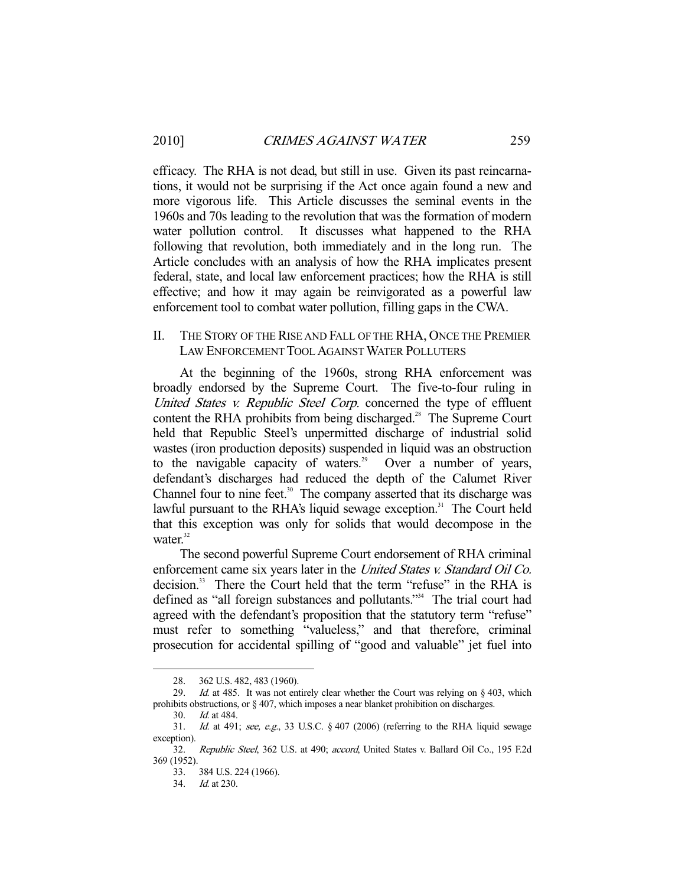efficacy. The RHA is not dead, but still in use. Given its past reincarnations, it would not be surprising if the Act once again found a new and more vigorous life. This Article discusses the seminal events in the 1960s and 70s leading to the revolution that was the formation of modern water pollution control. It discusses what happened to the RHA following that revolution, both immediately and in the long run. The Article concludes with an analysis of how the RHA implicates present federal, state, and local law enforcement practices; how the RHA is still effective; and how it may again be reinvigorated as a powerful law enforcement tool to combat water pollution, filling gaps in the CWA.

## II. The Story of the Rise and Fall of the RHA, Once the Premier Law Enforcement Tool Against Water Polluters

At the beginning of the 1960s, strong RHA enforcement was broadly endorsed by the Supreme Court. The five-to-four ruling in *United States v. Republic Steel Corp.* concerned the type of effluent content the RHA prohibits from being discharged.[28] The Supreme Court held that Republic Steel's unpermitted discharge of industrial solid wastes (iron production deposits) suspended in liquid was an obstruction to the navigable capacity of waters.[29] Over a number of years, defendant's discharges had reduced the depth of the Calumet River Channel four to nine feet.[30] The company asserted that its discharge was lawful pursuant to the RHA's liquid sewage exception.[31] The Court held that this exception was only for solids that would decompose in the water.[32]

The second powerful Supreme Court endorsement of RHA criminal enforcement came six years later in the *United States v. Standard Oil Co.* decision.[33] There the Court held that the term "refuse" in the RHA is defined as "all foreign substances and pollutants."[34] The trial court had agreed with the defendant's proposition that the statutory term "refuse" must refer to something "valueless," and that therefore, criminal prosecution for accidental spilling of "good and valuable" jet fuel into

---

28. 362 U.S. 482, 483 (1960).

29. *Id.* at 485. It was not entirely clear whether the Court was relying on § 403, which prohibits obstructions, or § 407, which imposes a near blanket prohibition on discharges.

30. *Id.* at 484.

31. *Id.* at 491; *see, e.g.*, 33 U.S.C. § 407 (2006) (referring to the RHA liquid sewage exception).

32. *Republic Steel*, 362 U.S. at 490; *accord*, United States v. Ballard Oil Co., 195 F.2d 369 (1952).

33. 384 U.S. 224 (1966).

34. *Id.* at 230.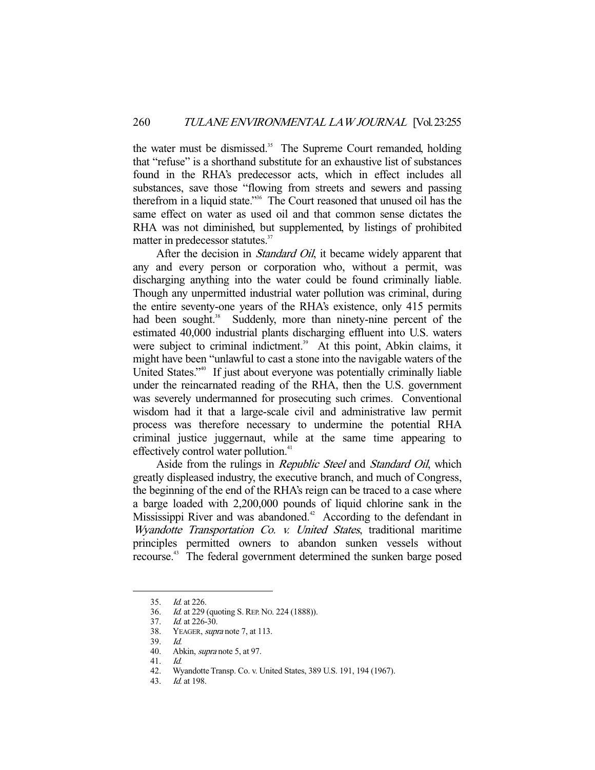the water must be dismissed.[35] The Supreme Court remanded, holding that "refuse" is a shorthand substitute for an exhaustive list of substances found in the RHA's predecessor acts, which in effect includes all substances, save those "flowing from streets and sewers and passing therefrom in a liquid state."[36] The Court reasoned that unused oil has the same effect on water as used oil and that common sense dictates the RHA was not diminished, but supplemented, by listings of prohibited matter in predecessor statutes.[37]

After the decision in *Standard Oil*, it became widely apparent that any and every person or corporation who, without a permit, was discharging anything into the water could be found criminally liable. Though any unpermitted industrial water pollution was criminal, during the entire seventy-one years of the RHA's existence, only 415 permits had been sought.[38] Suddenly, more than ninety-nine percent of the estimated 40,000 industrial plants discharging effluent into U.S. waters were subject to criminal indictment.[39] At this point, Abkin claims, it might have been "unlawful to cast a stone into the navigable waters of the United States."[40] If just about everyone was potentially criminally liable under the reincarnated reading of the RHA, then the U.S. government was severely undermanned for prosecuting such crimes. Conventional wisdom had it that a large-scale civil and administrative law permit process was therefore necessary to undermine the potential RHA criminal justice juggernaut, while at the same time appearing to effectively control water pollution.[41]

Aside from the rulings in *Republic Steel* and *Standard Oil*, which greatly displeased industry, the executive branch, and much of Congress, the beginning of the end of the RHA's reign can be traced to a case where a barge loaded with 2,200,000 pounds of liquid chlorine sank in the Mississippi River and was abandoned.[42] According to the defendant in *Wyandotte Transportation Co. v. United States*, traditional maritime principles permitted owners to abandon sunken vessels without recourse.[43] The federal government determined the sunken barge posed

---

35. *Id.* at 226.
36. *Id.* at 229 (quoting S. REP. NO. 224 (1888)).
37. *Id.* at 226-30.
38. YEAGER, *supra* note 7, at 113.
39. *Id.*
40. Abkin, *supra* note 5, at 97.
41. *Id.*
42. Wyandotte Transp. Co. v. United States, 389 U.S. 191, 194 (1967).
43. *Id.* at 198.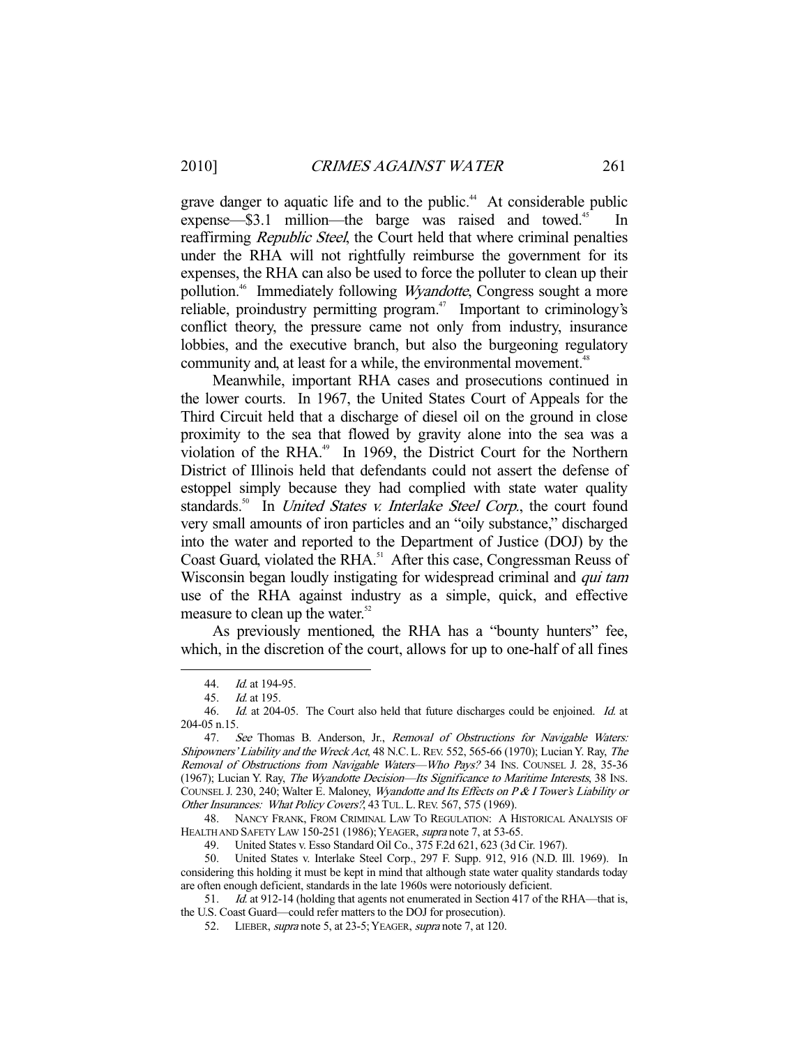grave danger to aquatic life and to the public.[44] At considerable public expense—$3.1 million—the barge was raised and towed.[45] In reaffirming *Republic Steel*, the Court held that where criminal penalties under the RHA will not rightfully reimburse the government for its expenses, the RHA can also be used to force the polluter to clean up their pollution.[46] Immediately following *Wyandotte*, Congress sought a more reliable, proindustry permitting program.[47] Important to criminology's conflict theory, the pressure came not only from industry, insurance lobbies, and the executive branch, but also the burgeoning regulatory community and, at least for a while, the environmental movement.[48]

Meanwhile, important RHA cases and prosecutions continued in the lower courts. In 1967, the United States Court of Appeals for the Third Circuit held that a discharge of diesel oil on the ground in close proximity to the sea that flowed by gravity alone into the sea was a violation of the RHA.[49] In 1969, the District Court for the Northern District of Illinois held that defendants could not assert the defense of estoppel simply because they had complied with state water quality standards.[50] In *United States v. Interlake Steel Corp.*, the court found very small amounts of iron particles and an "oily substance," discharged into the water and reported to the Department of Justice (DOJ) by the Coast Guard, violated the RHA.[51] After this case, Congressman Reuss of Wisconsin began loudly instigating for widespread criminal and *qui tam* use of the RHA against industry as a simple, quick, and effective measure to clean up the water.[52]

As previously mentioned, the RHA has a "bounty hunters" fee, which, in the discretion of the court, allows for up to one-half of all fines

---

44. *Id.* at 194-95.

45. *Id.* at 195.

46. *Id.* at 204-05. The Court also held that future discharges could be enjoined. *Id.* at 204-05 n.15.

47. *See* Thomas B. Anderson, Jr., *Removal of Obstructions for Navigable Waters: Shipowners' Liability and the Wreck Act*, 48 N.C. L. REV. 552, 565-66 (1970); Lucian Y. Ray, *The Removal of Obstructions from Navigable Waters—Who Pays?* 34 INS. COUNSEL J. 28, 35-36 (1967); Lucian Y. Ray, *The Wyandotte Decision—Its Significance to Maritime Interests*, 38 INS. COUNSEL J. 230, 240; Walter E. Maloney, *Wyandotte and Its Effects on P & I Tower's Liability or Other Insurances: What Policy Covers?*, 43 TUL. L. REV. 567, 575 (1969).

48. NANCY FRANK, FROM CRIMINAL LAW TO REGULATION: A HISTORICAL ANALYSIS OF HEALTH AND SAFETY LAW 150-251 (1986); YEAGER, *supra* note 7, at 53-65.

49. United States v. Esso Standard Oil Co., 375 F.2d 621, 623 (3d Cir. 1967).

50. United States v. Interlake Steel Corp., 297 F. Supp. 912, 916 (N.D. Ill. 1969). In considering this holding it must be kept in mind that although state water quality standards today are often enough deficient, standards in the late 1960s were notoriously deficient.

51. *Id.* at 912-14 (holding that agents not enumerated in Section 417 of the RHA—that is, the U.S. Coast Guard—could refer matters to the DOJ for prosecution).

52. LIEBER, *supra* note 5, at 23-5; YEAGER, *supra* note 7, at 120.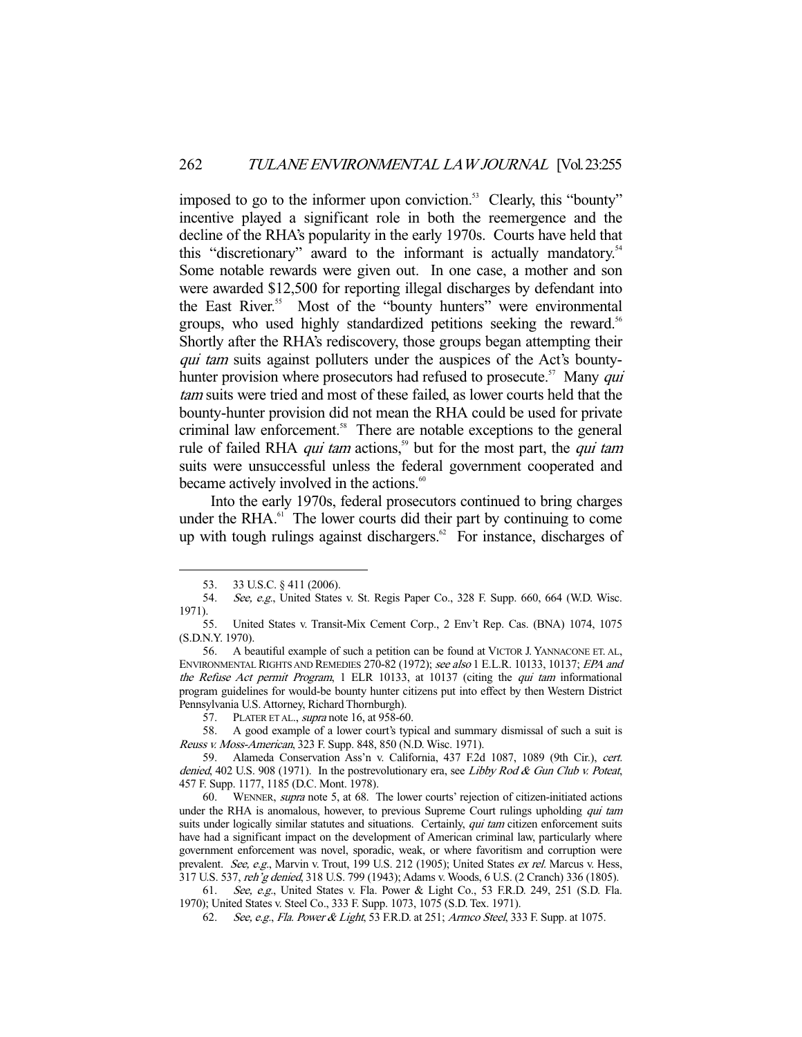imposed to go to the informer upon conviction.[53] Clearly, this "bounty" incentive played a significant role in both the reemergence and the decline of the RHA's popularity in the early 1970s. Courts have held that this "discretionary" award to the informant is actually mandatory.[54] Some notable rewards were given out. In one case, a mother and son were awarded $12,500 for reporting illegal discharges by defendant into the East River.[55] Most of the "bounty hunters" were environmental groups, who used highly standardized petitions seeking the reward.[56] Shortly after the RHA's rediscovery, those groups began attempting their *qui tam* suits against polluters under the auspices of the Act's bounty-hunter provision where prosecutors had refused to prosecute.[57] Many *qui tam* suits were tried and most of these failed, as lower courts held that the bounty-hunter provision did not mean the RHA could be used for private criminal law enforcement.[58] There are notable exceptions to the general rule of failed RHA *qui tam* actions,[59] but for the most part, the *qui tam* suits were unsuccessful unless the federal government cooperated and became actively involved in the actions.[60]

Into the early 1970s, federal prosecutors continued to bring charges under the RHA.[61] The lower courts did their part by continuing to come up with tough rulings against dischargers.[62] For instance, discharges of

---

53. 33 U.S.C. § 411 (2006).

54. *See, e.g.*, United States v. St. Regis Paper Co., 328 F. Supp. 660, 664 (W.D. Wisc. 1971).

55. United States v. Transit-Mix Cement Corp., 2 Env't Rep. Cas. (BNA) 1074, 1075 (S.D.N.Y. 1970).

56. A beautiful example of such a petition can be found at VICTOR J. YANNACONE ET. AL, ENVIRONMENTAL RIGHTS AND REMEDIES 270-82 (1972); *see also* 1 E.L.R. 10133, 10137; *EPA and the Refuse Act permit Program*, 1 ELR 10133, at 10137 (citing the *qui tam* informational program guidelines for would-be bounty hunter citizens put into effect by then Western District Pennsylvania U.S. Attorney, Richard Thornburgh).

57. PLATER ET AL., *supra* note 16, at 958-60.

58. A good example of a lower court's typical and summary dismissal of such a suit is *Reuss v. Moss-American*, 323 F. Supp. 848, 850 (N.D. Wisc. 1971).

59. Alameda Conservation Ass'n v. California, 437 F.2d 1087, 1089 (9th Cir.), *cert. denied*, 402 U.S. 908 (1971). In the postrevolutionary era, see *Libby Rod & Gun Club v. Poteat*, 457 F. Supp. 1177, 1185 (D.C. Mont. 1978).

60. WENNER, *supra* note 5, at 68. The lower courts' rejection of citizen-initiated actions under the RHA is anomalous, however, to previous Supreme Court rulings upholding *qui tam* suits under logically similar statutes and situations. Certainly, *qui tam* citizen enforcement suits have had a significant impact on the development of American criminal law, particularly where government enforcement was novel, sporadic, weak, or where favoritism and corruption were prevalent. *See, e.g.*, Marvin v. Trout, 199 U.S. 212 (1905); United States *ex rel.* Marcus v. Hess, 317 U.S. 537, *reh'g denied*, 318 U.S. 799 (1943); Adams v. Woods, 6 U.S. (2 Cranch) 336 (1805).

61. *See, e.g.*, United States v. Fla. Power & Light Co., 53 F.R.D. 249, 251 (S.D. Fla. 1970); United States v. Steel Co., 333 F. Supp. 1073, 1075 (S.D. Tex. 1971).

62. *See, e.g.*, *Fla. Power & Light*, 53 F.R.D. at 251; *Armco Steel*, 333 F. Supp. at 1075.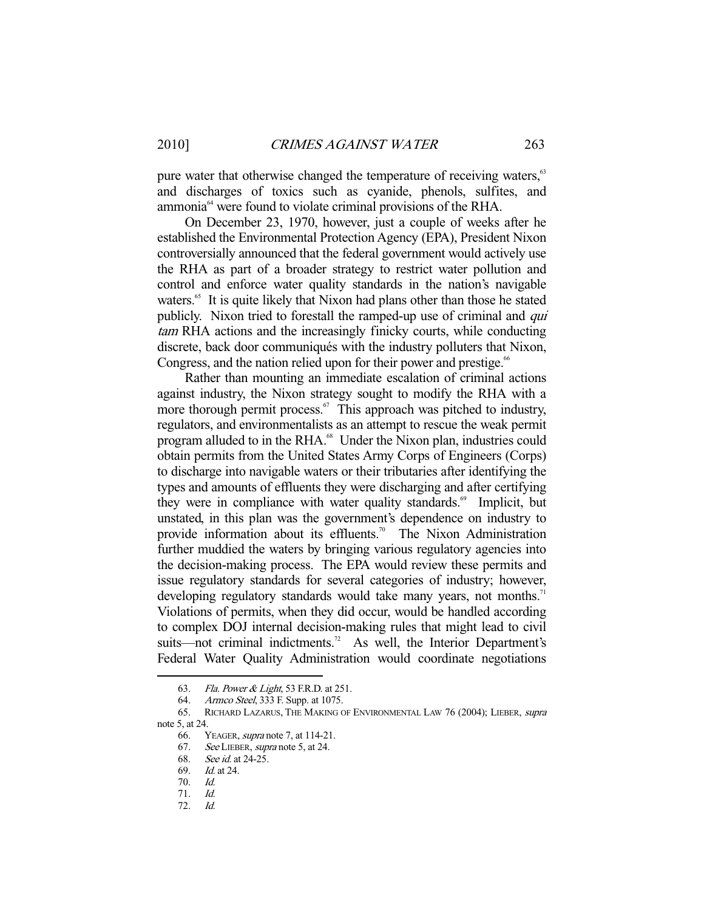pure water that otherwise changed the temperature of receiving waters,[63] and discharges of toxics such as cyanide, phenols, sulfites, and ammonia[64] were found to violate criminal provisions of the RHA.

On December 23, 1970, however, just a couple of weeks after he established the Environmental Protection Agency (EPA), President Nixon controversially announced that the federal government would actively use the RHA as part of a broader strategy to restrict water pollution and control and enforce water quality standards in the nation's navigable waters.[65] It is quite likely that Nixon had plans other than those he stated publicly. Nixon tried to forestall the ramped-up use of criminal and *qui tam* RHA actions and the increasingly finicky courts, while conducting discrete, back door communiqués with the industry polluters that Nixon, Congress, and the nation relied upon for their power and prestige.[66]

Rather than mounting an immediate escalation of criminal actions against industry, the Nixon strategy sought to modify the RHA with a more thorough permit process.[67] This approach was pitched to industry, regulators, and environmentalists as an attempt to rescue the weak permit program alluded to in the RHA.[68] Under the Nixon plan, industries could obtain permits from the United States Army Corps of Engineers (Corps) to discharge into navigable waters or their tributaries after identifying the types and amounts of effluents they were discharging and after certifying they were in compliance with water quality standards.[69] Implicit, but unstated, in this plan was the government's dependence on industry to provide information about its effluents.[70] The Nixon Administration further muddied the waters by bringing various regulatory agencies into the decision-making process. The EPA would review these permits and issue regulatory standards for several categories of industry; however, developing regulatory standards would take many years, not months.[71] Violations of permits, when they did occur, would be handled according to complex DOJ internal decision-making rules that might lead to civil suits—not criminal indictments.[72] As well, the Interior Department's Federal Water Quality Administration would coordinate negotiations

---

63. *Fla. Power & Light*, 53 F.R.D. at 251.

64. *Armco Steel*, 333 F. Supp. at 1075.

65. RICHARD LAZARUS, THE MAKING OF ENVIRONMENTAL LAW 76 (2004); LIEBER, *supra* note 5, at 24.

66. YEAGER, *supra* note 7, at 114-21.

67. *See* LIEBER, *supra* note 5, at 24.

68. *See id.* at 24-25.

69. *Id.* at 24.

70. *Id.*

71. *Id.*

72. *Id.*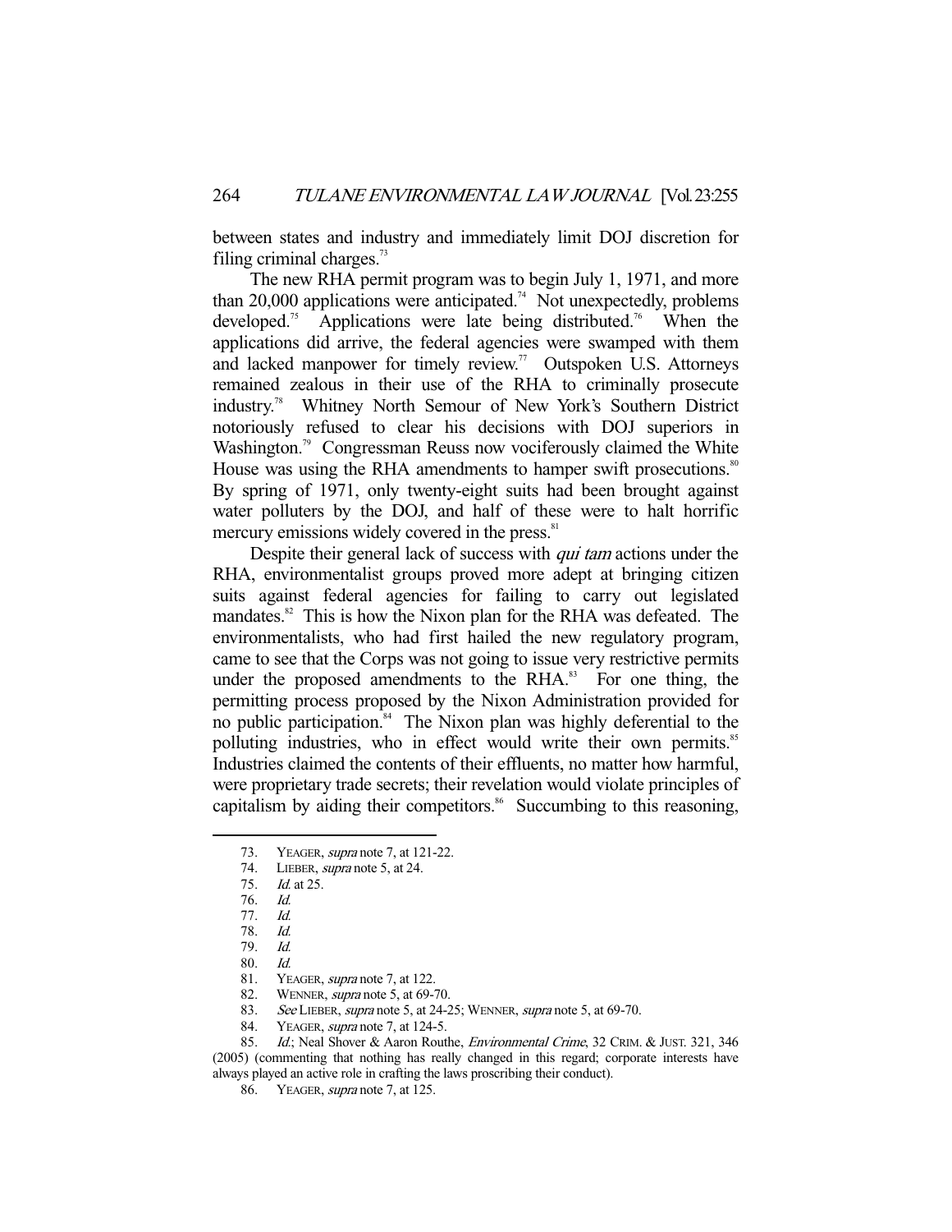between states and industry and immediately limit DOJ discretion for filing criminal charges.[73]

The new RHA permit program was to begin July 1, 1971, and more than 20,000 applications were anticipated.[74] Not unexpectedly, problems developed.[75] Applications were late being distributed.[76] When the applications did arrive, the federal agencies were swamped with them and lacked manpower for timely review.[77] Outspoken U.S. Attorneys remained zealous in their use of the RHA to criminally prosecute industry.[78] Whitney North Semour of New York's Southern District notoriously refused to clear his decisions with DOJ superiors in Washington.[79] Congressman Reuss now vociferously claimed the White House was using the RHA amendments to hamper swift prosecutions.[80] By spring of 1971, only twenty-eight suits had been brought against water polluters by the DOJ, and half of these were to halt horrific mercury emissions widely covered in the press.[81]

Despite their general lack of success with *qui tam* actions under the RHA, environmentalist groups proved more adept at bringing citizen suits against federal agencies for failing to carry out legislated mandates.[82] This is how the Nixon plan for the RHA was defeated. The environmentalists, who had first hailed the new regulatory program, came to see that the Corps was not going to issue very restrictive permits under the proposed amendments to the RHA.[83] For one thing, the permitting process proposed by the Nixon Administration provided for no public participation.[84] The Nixon plan was highly deferential to the polluting industries, who in effect would write their own permits.[85] Industries claimed the contents of their effluents, no matter how harmful, were proprietary trade secrets; their revelation would violate principles of capitalism by aiding their competitors.[86] Succumbing to this reasoning,

---

73. YEAGER, *supra* note 7, at 121-22.
74. LIEBER, *supra* note 5, at 24.
75. *Id.* at 25.
76. *Id.*
77. *Id.*
78. *Id.*
79. *Id.*
80. *Id.*
81. YEAGER, *supra* note 7, at 122.
82. WENNER, *supra* note 5, at 69-70.
83. *See* LIEBER, *supra* note 5, at 24-25; WENNER, *supra* note 5, at 69-70.
84. YEAGER, *supra* note 7, at 124-5.
85. *Id.*; Neal Shover & Aaron Routhe, *Environmental Crime*, 32 CRIM. & JUST. 321, 346 (2005) (commenting that nothing has really changed in this regard; corporate interests have always played an active role in crafting the laws proscribing their conduct).
86. YEAGER, *supra* note 7, at 125.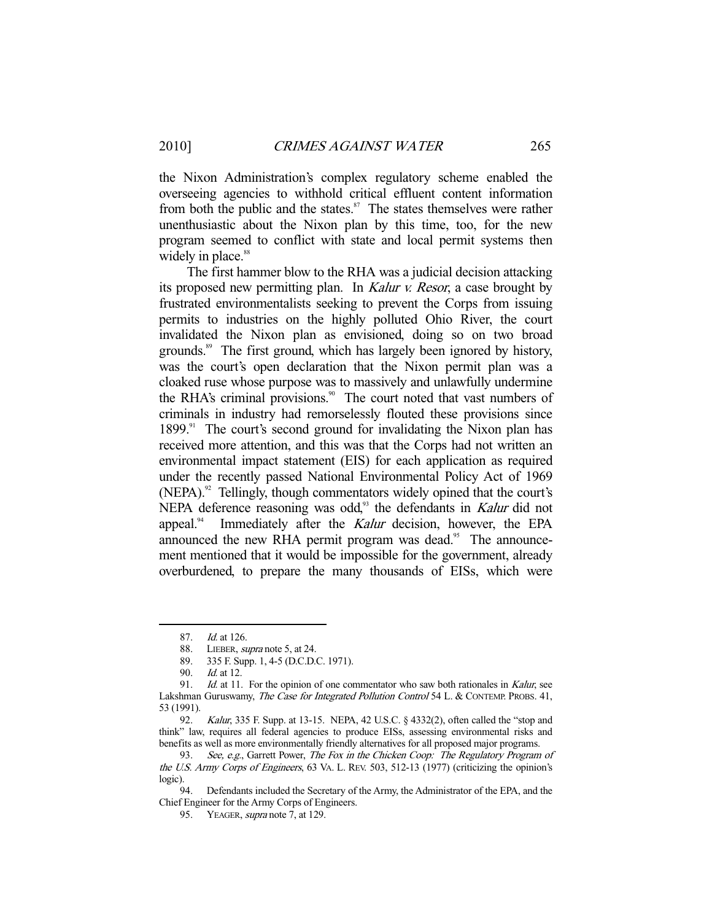the Nixon Administration's complex regulatory scheme enabled the overseeing agencies to withhold critical effluent content information from both the public and the states.[87] The states themselves were rather unenthusiastic about the Nixon plan by this time, too, for the new program seemed to conflict with state and local permit systems then widely in place.[88]

The first hammer blow to the RHA was a judicial decision attacking its proposed new permitting plan. In *Kalur v. Resor*, a case brought by frustrated environmentalists seeking to prevent the Corps from issuing permits to industries on the highly polluted Ohio River, the court invalidated the Nixon plan as envisioned, doing so on two broad grounds.[89] The first ground, which has largely been ignored by history, was the court's open declaration that the Nixon permit plan was a cloaked ruse whose purpose was to massively and unlawfully undermine the RHA's criminal provisions.[90] The court noted that vast numbers of criminals in industry had remorselessly flouted these provisions since 1899.[91] The court's second ground for invalidating the Nixon plan has received more attention, and this was that the Corps had not written an environmental impact statement (EIS) for each application as required under the recently passed National Environmental Policy Act of 1969 (NEPA).[92] Tellingly, though commentators widely opined that the court's NEPA deference reasoning was odd,[93] the defendants in *Kalur* did not appeal.[94] Immediately after the *Kalur* decision, however, the EPA announced the new RHA permit program was dead.[95] The announcement mentioned that it would be impossible for the government, already overburdened, to prepare the many thousands of EISs, which were

---

87. *Id.* at 126.

88. LIEBER, *supra* note 5, at 24.

89. 335 F. Supp. 1, 4-5 (D.C.D.C. 1971).

90. *Id.* at 12.

91. *Id.* at 11. For the opinion of one commentator who saw both rationales in *Kalur*, see Lakshman Guruswamy, *The Case for Integrated Pollution Control* 54 L. & CONTEMP. PROBS. 41, 53 (1991).

92. *Kalur*, 335 F. Supp. at 13-15. NEPA, 42 U.S.C. § 4332(2), often called the "stop and think" law, requires all federal agencies to produce EISs, assessing environmental risks and benefits as well as more environmentally friendly alternatives for all proposed major programs.

93. *See, e.g.*, Garrett Power, *The Fox in the Chicken Coop: The Regulatory Program of the U.S. Army Corps of Engineers*, 63 VA. L. REV. 503, 512-13 (1977) (criticizing the opinion's logic).

94. Defendants included the Secretary of the Army, the Administrator of the EPA, and the Chief Engineer for the Army Corps of Engineers.

95. YEAGER, *supra* note 7, at 129.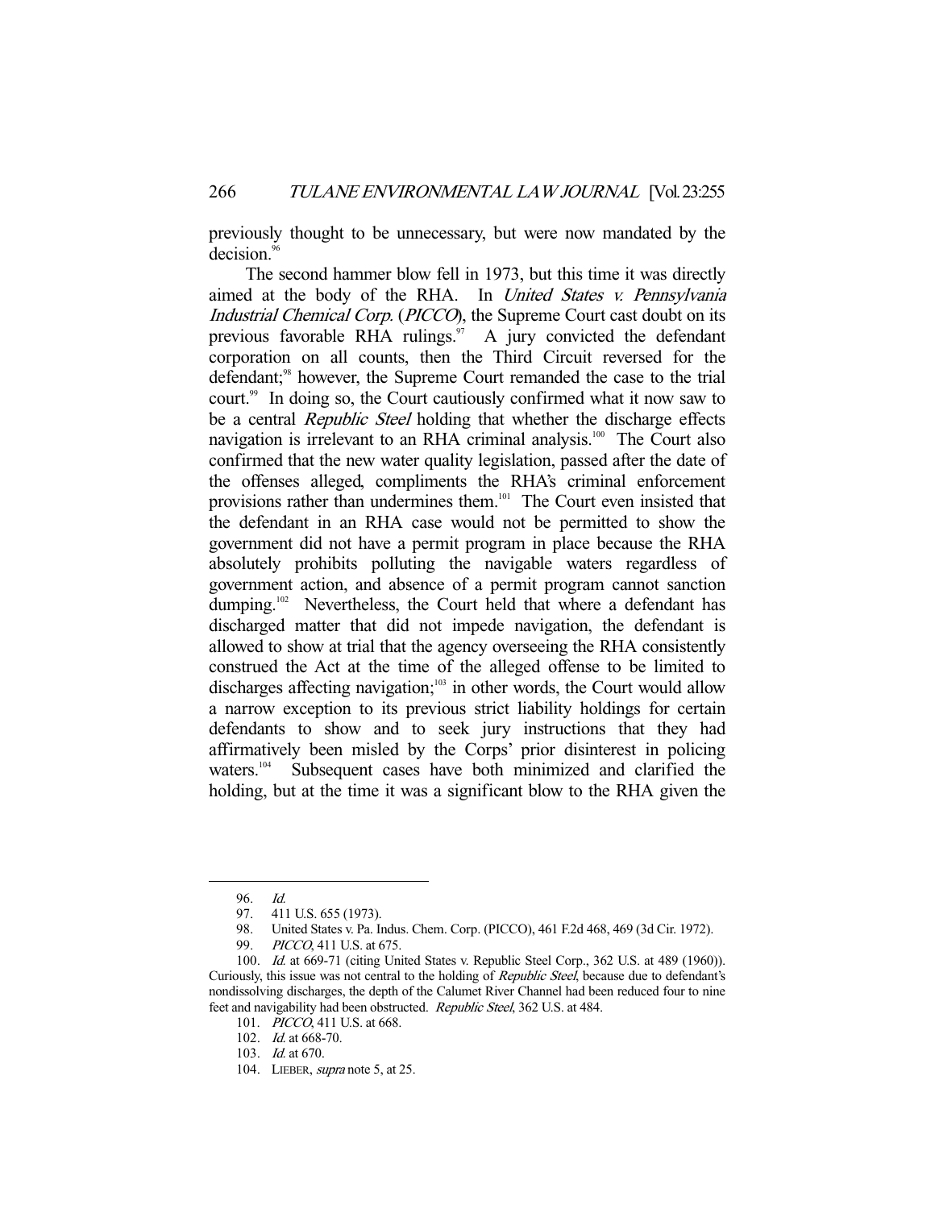previously thought to be unnecessary, but were now mandated by the decision.[96]

The second hammer blow fell in 1973, but this time it was directly aimed at the body of the RHA. In *United States v. Pennsylvania Industrial Chemical Corp.* (*PICCO*), the Supreme Court cast doubt on its previous favorable RHA rulings.[97] A jury convicted the defendant corporation on all counts, then the Third Circuit reversed for the defendant;[98] however, the Supreme Court remanded the case to the trial court.[99] In doing so, the Court cautiously confirmed what it now saw to be a central *Republic Steel* holding that whether the discharge effects navigation is irrelevant to an RHA criminal analysis.[100] The Court also confirmed that the new water quality legislation, passed after the date of the offenses alleged, compliments the RHA's criminal enforcement provisions rather than undermines them.[101] The Court even insisted that the defendant in an RHA case would not be permitted to show the government did not have a permit program in place because the RHA absolutely prohibits polluting the navigable waters regardless of government action, and absence of a permit program cannot sanction dumping.[102] Nevertheless, the Court held that where a defendant has discharged matter that did not impede navigation, the defendant is allowed to show at trial that the agency overseeing the RHA consistently construed the Act at the time of the alleged offense to be limited to discharges affecting navigation;[103] in other words, the Court would allow a narrow exception to its previous strict liability holdings for certain defendants to show and to seek jury instructions that they had affirmatively been misled by the Corps' prior disinterest in policing waters.[104] Subsequent cases have both minimized and clarified the holding, but at the time it was a significant blow to the RHA given the

---

96. *Id.*

97. 411 U.S. 655 (1973).

98. United States v. Pa. Indus. Chem. Corp. (PICCO), 461 F.2d 468, 469 (3d Cir. 1972).

99. *PICCO*, 411 U.S. at 675.

100. *Id.* at 669-71 (citing United States v. Republic Steel Corp., 362 U.S. at 489 (1960)). Curiously, this issue was not central to the holding of *Republic Steel*, because due to defendant's nondissolving discharges, the depth of the Calumet River Channel had been reduced four to nine feet and navigability had been obstructed. *Republic Steel*, 362 U.S. at 484.

101. *PICCO*, 411 U.S. at 668.

102. *Id.* at 668-70.

103. *Id.* at 670.

104. LIEBER, *supra* note 5, at 25.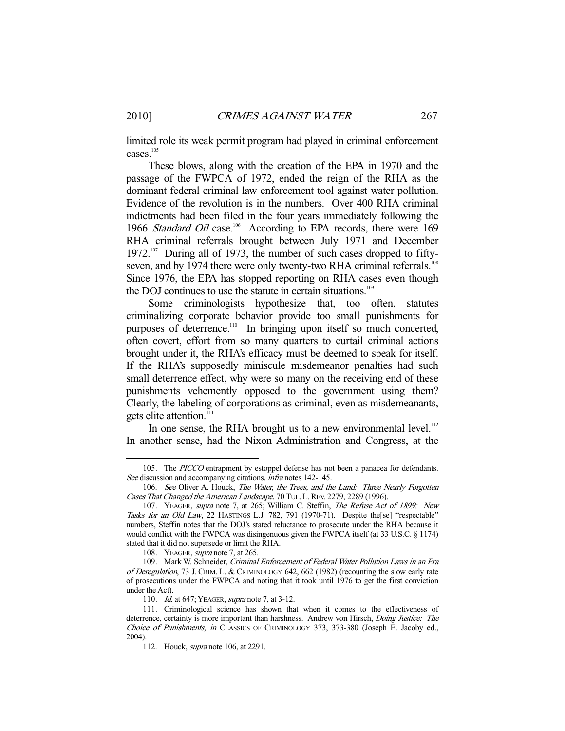limited role its weak permit program had played in criminal enforcement cases.[105]

These blows, along with the creation of the EPA in 1970 and the passage of the FWPCA of 1972, ended the reign of the RHA as the dominant federal criminal law enforcement tool against water pollution. Evidence of the revolution is in the numbers. Over 400 RHA criminal indictments had been filed in the four years immediately following the 1966 *Standard Oil* case.[106] According to EPA records, there were 169 RHA criminal referrals brought between July 1971 and December 1972.[107] During all of 1973, the number of such cases dropped to fifty-seven, and by 1974 there were only twenty-two RHA criminal referrals.[108] Since 1976, the EPA has stopped reporting on RHA cases even though the DOJ continues to use the statute in certain situations.[109]

Some criminologists hypothesize that, too often, statutes criminalizing corporate behavior provide too small punishments for purposes of deterrence.[110] In bringing upon itself so much concerted, often covert, effort from so many quarters to curtail criminal actions brought under it, the RHA's efficacy must be deemed to speak for itself. If the RHA's supposedly miniscule misdemeanor penalties had such small deterrence effect, why were so many on the receiving end of these punishments vehemently opposed to the government using them? Clearly, the labeling of corporations as criminal, even as misdemeanants, gets elite attention.[111]

In one sense, the RHA brought us to a new environmental level.[112] In another sense, had the Nixon Administration and Congress, at the

---

105. The *PICCO* entrapment by estoppel defense has not been a panacea for defendants. *See* discussion and accompanying citations, *infra* notes 142-145.

106. *See* Oliver A. Houck, *The Water, the Trees, and the Land: Three Nearly Forgotten Cases That Changed the American Landscape*, 70 TUL. L. REV. 2279, 2289 (1996).

107. YEAGER, *supra* note 7, at 265; William C. Steffin, *The Refuse Act of 1899: New Tasks for an Old Law*, 22 HASTINGS L.J. 782, 791 (1970-71). Despite the[se] "respectable" numbers, Steffin notes that the DOJ's stated reluctance to prosecute under the RHA because it would conflict with the FWPCA was disingenuous given the FWPCA itself (at 33 U.S.C. § 1174) stated that it did not supersede or limit the RHA.

108. YEAGER, *supra* note 7, at 265.

109. Mark W. Schneider, *Criminal Enforcement of Federal Water Pollution Laws in an Era of Deregulation*, 73 J. CRIM. L. & CRIMINOLOGY 642, 662 (1982) (recounting the slow early rate of prosecutions under the FWPCA and noting that it took until 1976 to get the first conviction under the Act).

110. *Id.* at 647; YEAGER, *supra* note 7, at 3-12.

111. Criminological science has shown that when it comes to the effectiveness of deterrence, certainty is more important than harshness. Andrew von Hirsch, *Doing Justice: The Choice of Punishments*, *in* CLASSICS OF CRIMINOLOGY 373, 373-380 (Joseph E. Jacoby ed., 2004).

112. Houck, *supra* note 106, at 2291.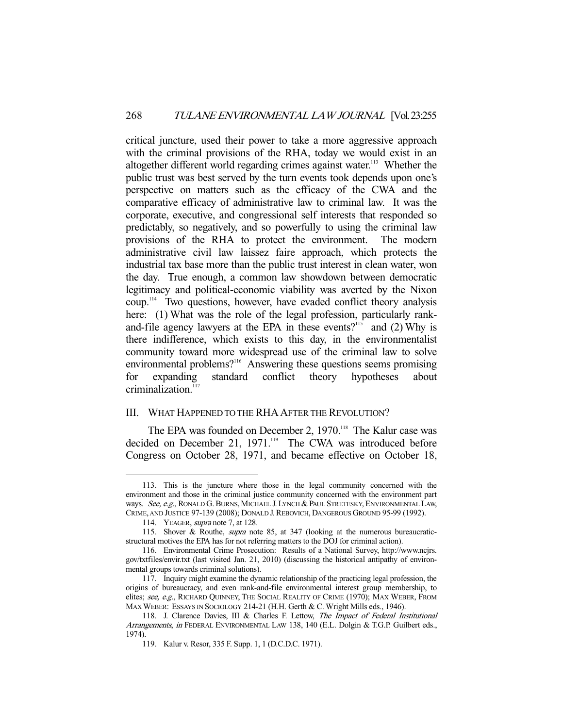critical juncture, used their power to take a more aggressive approach with the criminal provisions of the RHA, today we would exist in an altogether different world regarding crimes against water.[113] Whether the public trust was best served by the turn events took depends upon one's perspective on matters such as the efficacy of the CWA and the comparative efficacy of administrative law to criminal law. It was the corporate, executive, and congressional self interests that responded so predictably, so negatively, and so powerfully to using the criminal law provisions of the RHA to protect the environment. The modern administrative civil law laissez faire approach, which protects the industrial tax base more than the public trust interest in clean water, won the day. True enough, a common law showdown between democratic legitimacy and political-economic viability was averted by the Nixon coup.[114] Two questions, however, have evaded conflict theory analysis here: (1) What was the role of the legal profession, particularly rank-and-file agency lawyers at the EPA in these events?[115] and (2) Why is there indifference, which exists to this day, in the environmentalist community toward more widespread use of the criminal law to solve environmental problems?[116] Answering these questions seems promising for expanding standard conflict theory hypotheses about criminalization.[117]

## III. What Happened to the RHA After the Revolution?

The EPA was founded on December 2, 1970.[118] The Kalur case was decided on December 21, 1971.[119] The CWA was introduced before Congress on October 28, 1971, and became effective on October 18,

---

113. This is the juncture where those in the legal community concerned with the environment and those in the criminal justice community concerned with the environment part ways. *See, e.g.*, RONALD G. BURNS, MICHAEL J. LYNCH & PAUL STRETESKY, ENVIRONMENTAL LAW, CRIME, AND JUSTICE 97-139 (2008); DONALD J. REBOVICH, DANGEROUS GROUND 95-99 (1992).

114. YEAGER, *supra* note 7, at 128.

115. Shover & Routhe, *supra* note 85, at 347 (looking at the numerous bureaucratic-structural motives the EPA has for not referring matters to the DOJ for criminal action).

116. Environmental Crime Prosecution: Results of a National Survey, http://www.ncjrs.gov/txtfiles/envir.txt (last visited Jan. 21, 2010) (discussing the historical antipathy of environmental groups towards criminal solutions).

117. Inquiry might examine the dynamic relationship of the practicing legal profession, the origins of bureaucracy, and even rank-and-file environmental interest group membership, to elites; *see, e.g.*, RICHARD QUINNEY, THE SOCIAL REALITY OF CRIME (1970); MAX WEBER, FROM MAX WEBER: ESSAYS IN SOCIOLOGY 214-21 (H.H. Gerth & C. Wright Mills eds., 1946).

118. J. Clarence Davies, III & Charles F. Lettow, *The Impact of Federal Institutional Arrangements*, *in* FEDERAL ENVIRONMENTAL LAW 138, 140 (E.L. Dolgin & T.G.P. Guilbert eds., 1974).

119. Kalur v. Resor, 335 F. Supp. 1, 1 (D.C.D.C. 1971).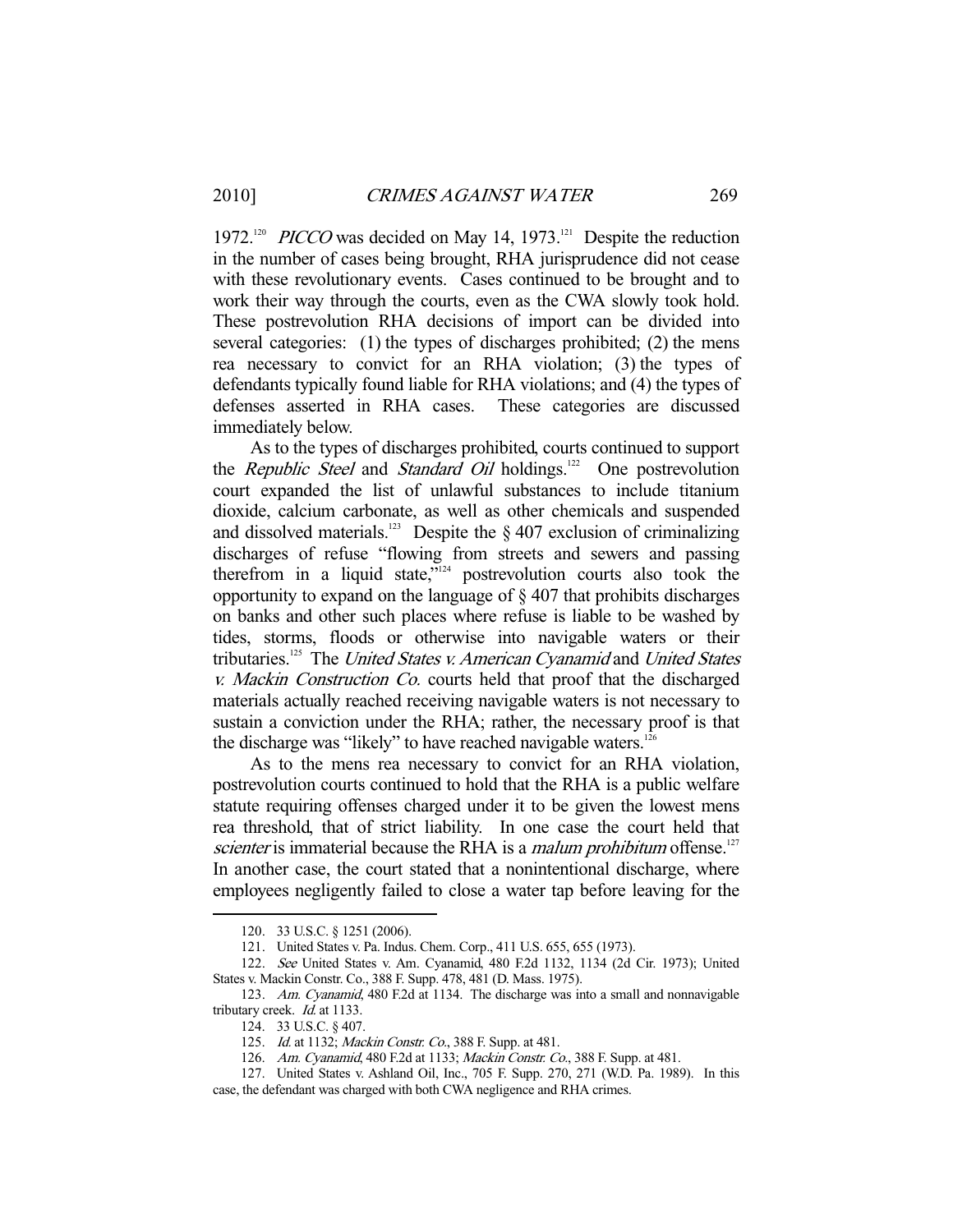1972.[120] *PICCO* was decided on May 14, 1973.[121] Despite the reduction in the number of cases being brought, RHA jurisprudence did not cease with these revolutionary events. Cases continued to be brought and to work their way through the courts, even as the CWA slowly took hold. These postrevolution RHA decisions of import can be divided into several categories: (1) the types of discharges prohibited; (2) the mens rea necessary to convict for an RHA violation; (3) the types of defendants typically found liable for RHA violations; and (4) the types of defenses asserted in RHA cases. These categories are discussed immediately below.

As to the types of discharges prohibited, courts continued to support the *Republic Steel* and *Standard Oil* holdings.[122] One postrevolution court expanded the list of unlawful substances to include titanium dioxide, calcium carbonate, as well as other chemicals and suspended and dissolved materials.[123] Despite the § 407 exclusion of criminalizing discharges of refuse "flowing from streets and sewers and passing therefrom in a liquid state,"[124] postrevolution courts also took the opportunity to expand on the language of § 407 that prohibits discharges on banks and other such places where refuse is liable to be washed by tides, storms, floods or otherwise into navigable waters or their tributaries.[125] The *United States v. American Cyanamid* and *United States v. Mackin Construction Co.* courts held that proof that the discharged materials actually reached receiving navigable waters is not necessary to sustain a conviction under the RHA; rather, the necessary proof is that the discharge was "likely" to have reached navigable waters.[126]

As to the mens rea necessary to convict for an RHA violation, postrevolution courts continued to hold that the RHA is a public welfare statute requiring offenses charged under it to be given the lowest mens rea threshold, that of strict liability. In one case the court held that *scienter* is immaterial because the RHA is a *malum prohibitum* offense.[127] In another case, the court stated that a nonintentional discharge, where employees negligently failed to close a water tap before leaving for the

---

120. 33 U.S.C. § 1251 (2006).

121. United States v. Pa. Indus. Chem. Corp., 411 U.S. 655, 655 (1973).

122. *See* United States v. Am. Cyanamid, 480 F.2d 1132, 1134 (2d Cir. 1973); United States v. Mackin Constr. Co., 388 F. Supp. 478, 481 (D. Mass. 1975).

123. *Am. Cyanamid*, 480 F.2d at 1134. The discharge was into a small and nonnavigable tributary creek. *Id.* at 1133.

124. 33 U.S.C. § 407.

125. *Id.* at 1132; *Mackin Constr. Co.*, 388 F. Supp. at 481.

126. *Am. Cyanamid*, 480 F.2d at 1133; *Mackin Constr. Co.*, 388 F. Supp. at 481.

127. United States v. Ashland Oil, Inc., 705 F. Supp. 270, 271 (W.D. Pa. 1989). In this case, the defendant was charged with both CWA negligence and RHA crimes.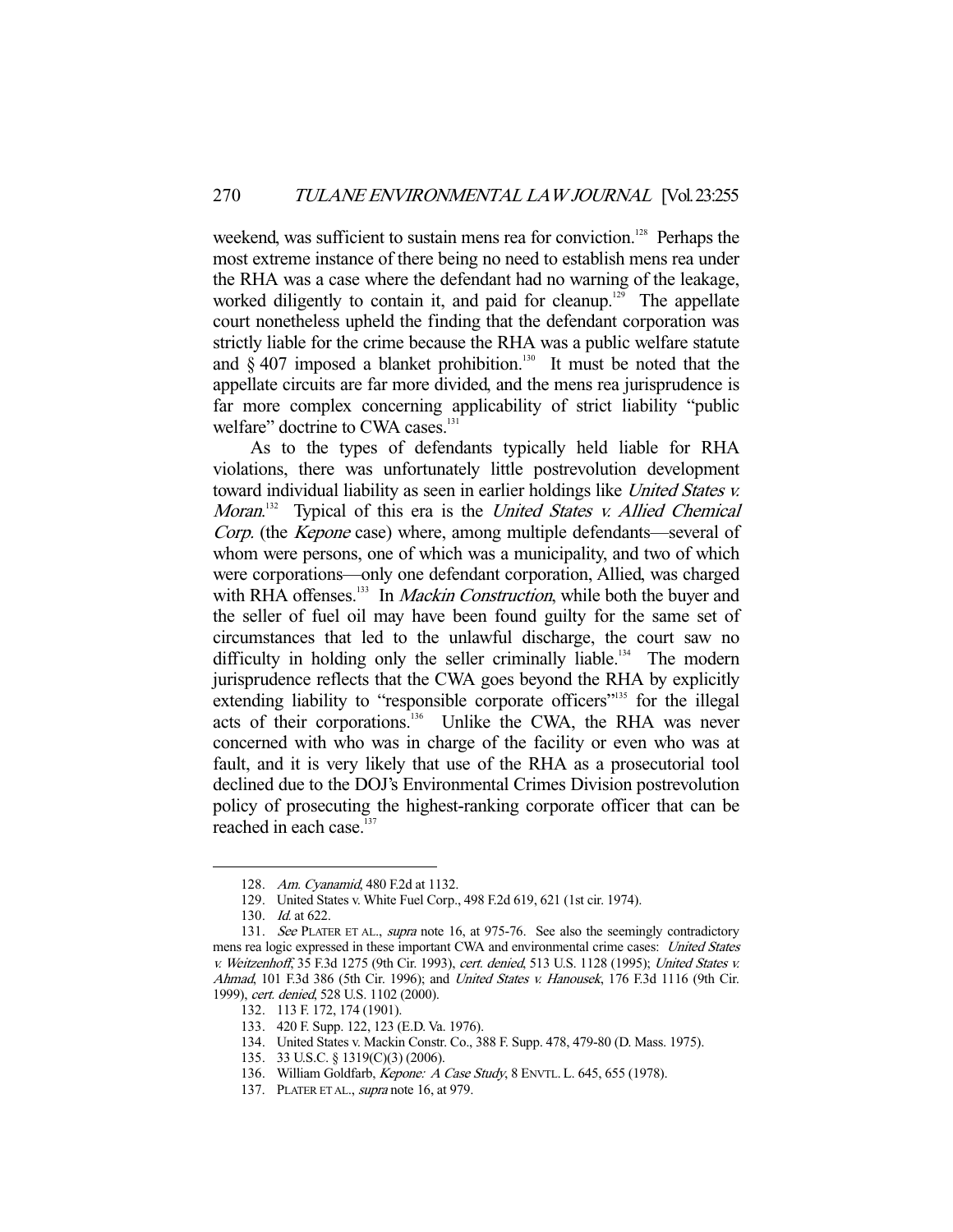weekend, was sufficient to sustain mens rea for conviction.[128] Perhaps the most extreme instance of there being no need to establish mens rea under the RHA was a case where the defendant had no warning of the leakage, worked diligently to contain it, and paid for cleanup.[129] The appellate court nonetheless upheld the finding that the defendant corporation was strictly liable for the crime because the RHA was a public welfare statute and § 407 imposed a blanket prohibition.[130] It must be noted that the appellate circuits are far more divided, and the mens rea jurisprudence is far more complex concerning applicability of strict liability "public welfare" doctrine to CWA cases.[131]

As to the types of defendants typically held liable for RHA violations, there was unfortunately little postrevolution development toward individual liability as seen in earlier holdings like *United States v. Moran*.[132] Typical of this era is the *United States v. Allied Chemical Corp.* (the *Kepone* case) where, among multiple defendants—several of whom were persons, one of which was a municipality, and two of which were corporations—only one defendant corporation, Allied, was charged with RHA offenses.[133] In *Mackin Construction*, while both the buyer and the seller of fuel oil may have been found guilty for the same set of circumstances that led to the unlawful discharge, the court saw no difficulty in holding only the seller criminally liable.[134] The modern jurisprudence reflects that the CWA goes beyond the RHA by explicitly extending liability to "responsible corporate officers"[135] for the illegal acts of their corporations.[136] Unlike the CWA, the RHA was never concerned with who was in charge of the facility or even who was at fault, and it is very likely that use of the RHA as a prosecutorial tool declined due to the DOJ's Environmental Crimes Division postrevolution policy of prosecuting the highest-ranking corporate officer that can be reached in each case.[137]

---

128. *Am. Cyanamid*, 480 F.2d at 1132.

129. United States v. White Fuel Corp., 498 F.2d 619, 621 (1st cir. 1974).

130. *Id.* at 622.

131. *See* PLATER ET AL., *supra* note 16, at 975-76. See also the seemingly contradictory mens rea logic expressed in these important CWA and environmental crime cases: *United States v. Weitzenhoff*, 35 F.3d 1275 (9th Cir. 1993), *cert. denied*, 513 U.S. 1128 (1995); *United States v. Ahmad*, 101 F.3d 386 (5th Cir. 1996); and *United States v. Hanousek*, 176 F.3d 1116 (9th Cir. 1999), *cert. denied*, 528 U.S. 1102 (2000).

132. 113 F. 172, 174 (1901).

133. 420 F. Supp. 122, 123 (E.D. Va. 1976).

134. United States v. Mackin Constr. Co., 388 F. Supp. 478, 479-80 (D. Mass. 1975).

135. 33 U.S.C. § 1319(C)(3) (2006).

136. William Goldfarb, *Kepone: A Case Study*, 8 ENVTL. L. 645, 655 (1978).

137. PLATER ET AL., *supra* note 16, at 979.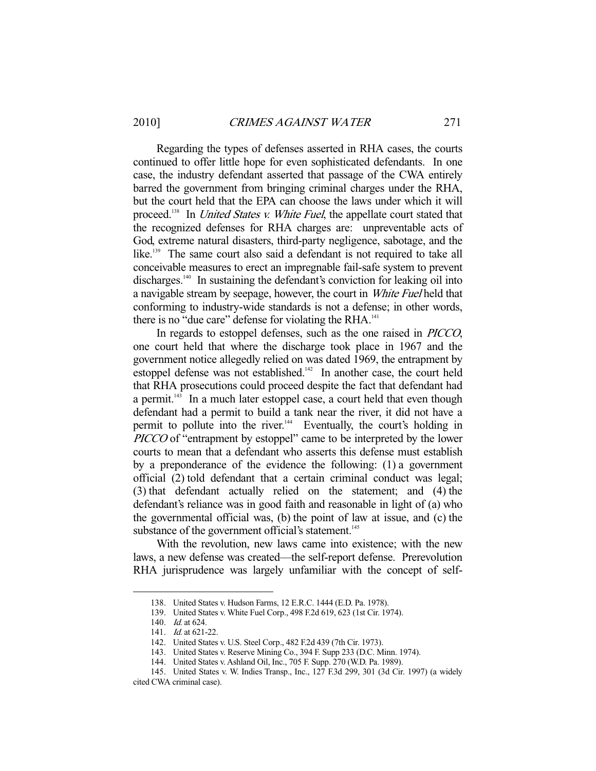Regarding the types of defenses asserted in RHA cases, the courts continued to offer little hope for even sophisticated defendants. In one case, the industry defendant asserted that passage of the CWA entirely barred the government from bringing criminal charges under the RHA, but the court held that the EPA can choose the laws under which it will proceed.[138] In *United States v. White Fuel*, the appellate court stated that the recognized defenses for RHA charges are: unpreventable acts of God, extreme natural disasters, third-party negligence, sabotage, and the like.[139] The same court also said a defendant is not required to take all conceivable measures to erect an impregnable fail-safe system to prevent discharges.[140] In sustaining the defendant's conviction for leaking oil into a navigable stream by seepage, however, the court in *White Fuel* held that conforming to industry-wide standards is not a defense; in other words, there is no "due care" defense for violating the RHA.[141]

In regards to estoppel defenses, such as the one raised in *PICCO*, one court held that where the discharge took place in 1967 and the government notice allegedly relied on was dated 1969, the entrapment by estoppel defense was not established.[142] In another case, the court held that RHA prosecutions could proceed despite the fact that defendant had a permit.[143] In a much later estoppel case, a court held that even though defendant had a permit to build a tank near the river, it did not have a permit to pollute into the river.[144] Eventually, the court's holding in *PICCO* of "entrapment by estoppel" came to be interpreted by the lower courts to mean that a defendant who asserts this defense must establish by a preponderance of the evidence the following: (1) a government official (2) told defendant that a certain criminal conduct was legal; (3) that defendant actually relied on the statement; and (4) the defendant's reliance was in good faith and reasonable in light of (a) who the governmental official was, (b) the point of law at issue, and (c) the substance of the government official's statement.[145]

With the revolution, new laws came into existence; with the new laws, a new defense was created—the self-report defense. Prerevolution RHA jurisprudence was largely unfamiliar with the concept of self-

---

138. United States v. Hudson Farms, 12 E.R.C. 1444 (E.D. Pa. 1978).

139. United States v. White Fuel Corp., 498 F.2d 619, 623 (1st Cir. 1974).

140. *Id.* at 624.

141. *Id.* at 621-22.

142. United States v. U.S. Steel Corp., 482 F.2d 439 (7th Cir. 1973).

143. United States v. Reserve Mining Co., 394 F. Supp 233 (D.C. Minn. 1974).

144. United States v. Ashland Oil, Inc., 705 F. Supp. 270 (W.D. Pa. 1989).

145. United States v. W. Indies Transp., Inc., 127 F.3d 299, 301 (3d Cir. 1997) (a widely cited CWA criminal case).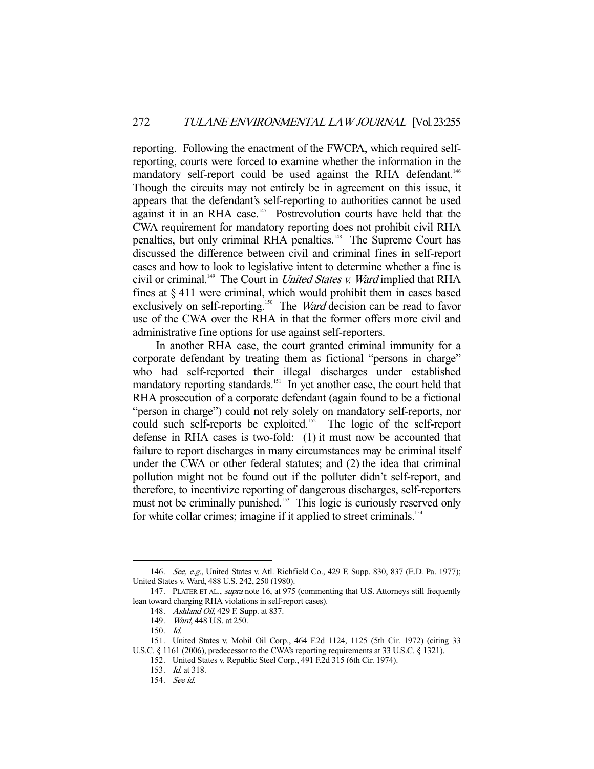reporting. Following the enactment of the FWCPA, which required self-reporting, courts were forced to examine whether the information in the mandatory self-report could be used against the RHA defendant.[146] Though the circuits may not entirely be in agreement on this issue, it appears that the defendant's self-reporting to authorities cannot be used against it in an RHA case.[147] Postrevolution courts have held that the CWA requirement for mandatory reporting does not prohibit civil RHA penalties, but only criminal RHA penalties.[148] The Supreme Court has discussed the difference between civil and criminal fines in self-report cases and how to look to legislative intent to determine whether a fine is civil or criminal.[149] The Court in *United States v. Ward* implied that RHA fines at § 411 were criminal, which would prohibit them in cases based exclusively on self-reporting.[150] The *Ward* decision can be read to favor use of the CWA over the RHA in that the former offers more civil and administrative fine options for use against self-reporters.

In another RHA case, the court granted criminal immunity for a corporate defendant by treating them as fictional "persons in charge" who had self-reported their illegal discharges under established mandatory reporting standards.[151] In yet another case, the court held that RHA prosecution of a corporate defendant (again found to be a fictional "person in charge") could not rely solely on mandatory self-reports, nor could such self-reports be exploited.[152] The logic of the self-report defense in RHA cases is two-fold: (1) it must now be accounted that failure to report discharges in many circumstances may be criminal itself under the CWA or other federal statutes; and (2) the idea that criminal pollution might not be found out if the polluter didn't self-report, and therefore, to incentivize reporting of dangerous discharges, self-reporters must not be criminally punished.[153] This logic is curiously reserved only for white collar crimes; imagine if it applied to street criminals.[154]

---

146. *See, e.g.*, United States v. Atl. Richfield Co., 429 F. Supp. 830, 837 (E.D. Pa. 1977); United States v. Ward, 488 U.S. 242, 250 (1980).

147. PLATER ET AL., *supra* note 16, at 975 (commenting that U.S. Attorneys still frequently lean toward charging RHA violations in self-report cases).

148. *Ashland Oil*, 429 F. Supp. at 837.

149. *Ward*, 448 U.S. at 250.

150. *Id.*

151. United States v. Mobil Oil Corp., 464 F.2d 1124, 1125 (5th Cir. 1972) (citing 33 U.S.C. § 1161 (2006), predecessor to the CWA's reporting requirements at 33 U.S.C. § 1321).

152. United States v. Republic Steel Corp., 491 F.2d 315 (6th Cir. 1974).

153. *Id.* at 318.

154. *See id.*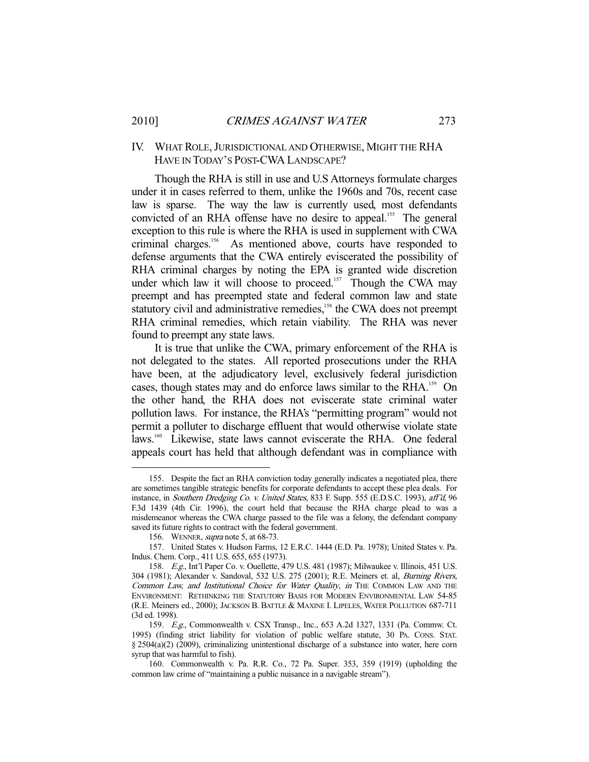## IV. What Role, Jurisdictional and Otherwise, Might the RHA Have in Today's Post-CWA Landscape?

Though the RHA is still in use and U.S Attorneys formulate charges under it in cases referred to them, unlike the 1960s and 70s, recent case law is sparse. The way the law is currently used, most defendants convicted of an RHA offense have no desire to appeal.[155] The general exception to this rule is where the RHA is used in supplement with CWA criminal charges.[156] As mentioned above, courts have responded to defense arguments that the CWA entirely eviscerated the possibility of RHA criminal charges by noting the EPA is granted wide discretion under which law it will choose to proceed.[157] Though the CWA may preempt and has preempted state and federal common law and state statutory civil and administrative remedies,[158] the CWA does not preempt RHA criminal remedies, which retain viability. The RHA was never found to preempt any state laws.

It is true that unlike the CWA, primary enforcement of the RHA is not delegated to the states. All reported prosecutions under the RHA have been, at the adjudicatory level, exclusively federal jurisdiction cases, though states may and do enforce laws similar to the RHA.[159] On the other hand, the RHA does not eviscerate state criminal water pollution laws. For instance, the RHA's "permitting program" would not permit a polluter to discharge effluent that would otherwise violate state laws.[160] Likewise, state laws cannot eviscerate the RHA. One federal appeals court has held that although defendant was in compliance with

---

155. Despite the fact an RHA conviction today generally indicates a negotiated plea, there are sometimes tangible strategic benefits for corporate defendants to accept these plea deals. For instance, in *Southern Dredging Co. v. United States*, 833 F. Supp. 555 (E.D.S.C. 1993), *aff'd*, 96 F.3d 1439 (4th Cir. 1996), the court held that because the RHA charge plead to was a misdemeanor whereas the CWA charge passed to the file was a felony, the defendant company saved its future rights to contract with the federal government.

156. WENNER, *supra* note 5, at 68-73.

157. United States v. Hudson Farms, 12 E.R.C. 1444 (E.D. Pa. 1978); United States v. Pa. Indus. Chem. Corp., 411 U.S. 655, 655 (1973).

158. *E.g.*, Int'l Paper Co. v. Ouellette, 479 U.S. 481 (1987); Milwaukee v. Illinois, 451 U.S. 304 (1981); Alexander v. Sandoval, 532 U.S. 275 (2001); R.E. Meiners et. al, *Burning Rivers, Common Law, and Institutional Choice for Water Quality*, *in* THE COMMON LAW AND THE ENVIRONMENT: RETHINKING THE STATUTORY BASIS FOR MODERN ENVIRONMENTAL LAW 54-85 (R.E. Meiners ed., 2000); JACKSON B. BATTLE & MAXINE I. LIPELES, WATER POLLUTION 687-711 (3d ed. 1998).

159. *E.g.*, Commonwealth v. CSX Transp., Inc., 653 A.2d 1327, 1331 (Pa. Commw. Ct. 1995) (finding strict liability for violation of public welfare statute, 30 PA. CONS. STAT. § 2504(a)(2) (2009), criminalizing unintentional discharge of a substance into water, here corn syrup that was harmful to fish).

160. Commonwealth v. Pa. R.R. Co., 72 Pa. Super. 353, 359 (1919) (upholding the common law crime of "maintaining a public nuisance in a navigable stream").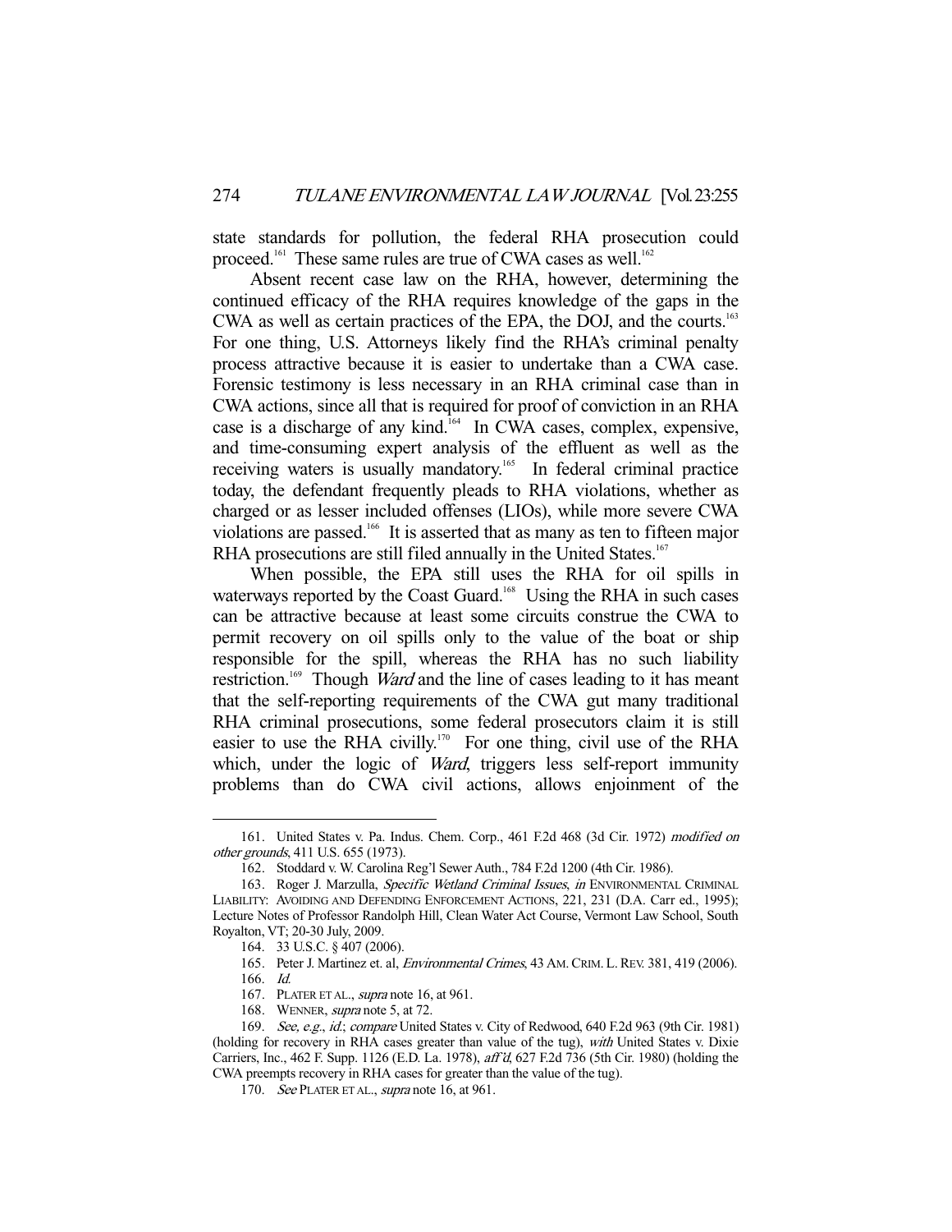state standards for pollution, the federal RHA prosecution could proceed.[161] These same rules are true of CWA cases as well.[162]

Absent recent case law on the RHA, however, determining the continued efficacy of the RHA requires knowledge of the gaps in the CWA as well as certain practices of the EPA, the DOJ, and the courts.[163] For one thing, U.S. Attorneys likely find the RHA's criminal penalty process attractive because it is easier to undertake than a CWA case. Forensic testimony is less necessary in an RHA criminal case than in CWA actions, since all that is required for proof of conviction in an RHA case is a discharge of any kind.[164] In CWA cases, complex, expensive, and time-consuming expert analysis of the effluent as well as the receiving waters is usually mandatory.[165] In federal criminal practice today, the defendant frequently pleads to RHA violations, whether as charged or as lesser included offenses (LIOs), while more severe CWA violations are passed.[166] It is asserted that as many as ten to fifteen major RHA prosecutions are still filed annually in the United States.[167]

When possible, the EPA still uses the RHA for oil spills in waterways reported by the Coast Guard.[168] Using the RHA in such cases can be attractive because at least some circuits construe the CWA to permit recovery on oil spills only to the value of the boat or ship responsible for the spill, whereas the RHA has no such liability restriction.[169] Though *Ward* and the line of cases leading to it has meant that the self-reporting requirements of the CWA gut many traditional RHA criminal prosecutions, some federal prosecutors claim it is still easier to use the RHA civilly.[170] For one thing, civil use of the RHA which, under the logic of *Ward*, triggers less self-report immunity problems than do CWA civil actions, allows enjoinment of the

---

161. United States v. Pa. Indus. Chem. Corp., 461 F.2d 468 (3d Cir. 1972) *modified on other grounds*, 411 U.S. 655 (1973).

162. Stoddard v. W. Carolina Reg'l Sewer Auth., 784 F.2d 1200 (4th Cir. 1986).

163. Roger J. Marzulla, *Specific Wetland Criminal Issues*, *in* ENVIRONMENTAL CRIMINAL LIABILITY: AVOIDING AND DEFENDING ENFORCEMENT ACTIONS, 221, 231 (D.A. Carr ed., 1995); Lecture Notes of Professor Randolph Hill, Clean Water Act Course, Vermont Law School, South Royalton, VT; 20-30 July, 2009.

164. 33 U.S.C. § 407 (2006).

165. Peter J. Martinez et. al, *Environmental Crimes*, 43 AM. CRIM. L. REV. 381, 419 (2006).

166. *Id.*

167. PLATER ET AL., *supra* note 16, at 961.

168. WENNER, *supra* note 5, at 72.

169. *See, e.g.*, *id.*; *compare* United States v. City of Redwood, 640 F.2d 963 (9th Cir. 1981) (holding for recovery in RHA cases greater than value of the tug), *with* United States v. Dixie Carriers, Inc., 462 F. Supp. 1126 (E.D. La. 1978), *aff'd*, 627 F.2d 736 (5th Cir. 1980) (holding the CWA preempts recovery in RHA cases for greater than the value of the tug).

170. *See* PLATER ET AL., *supra* note 16, at 961.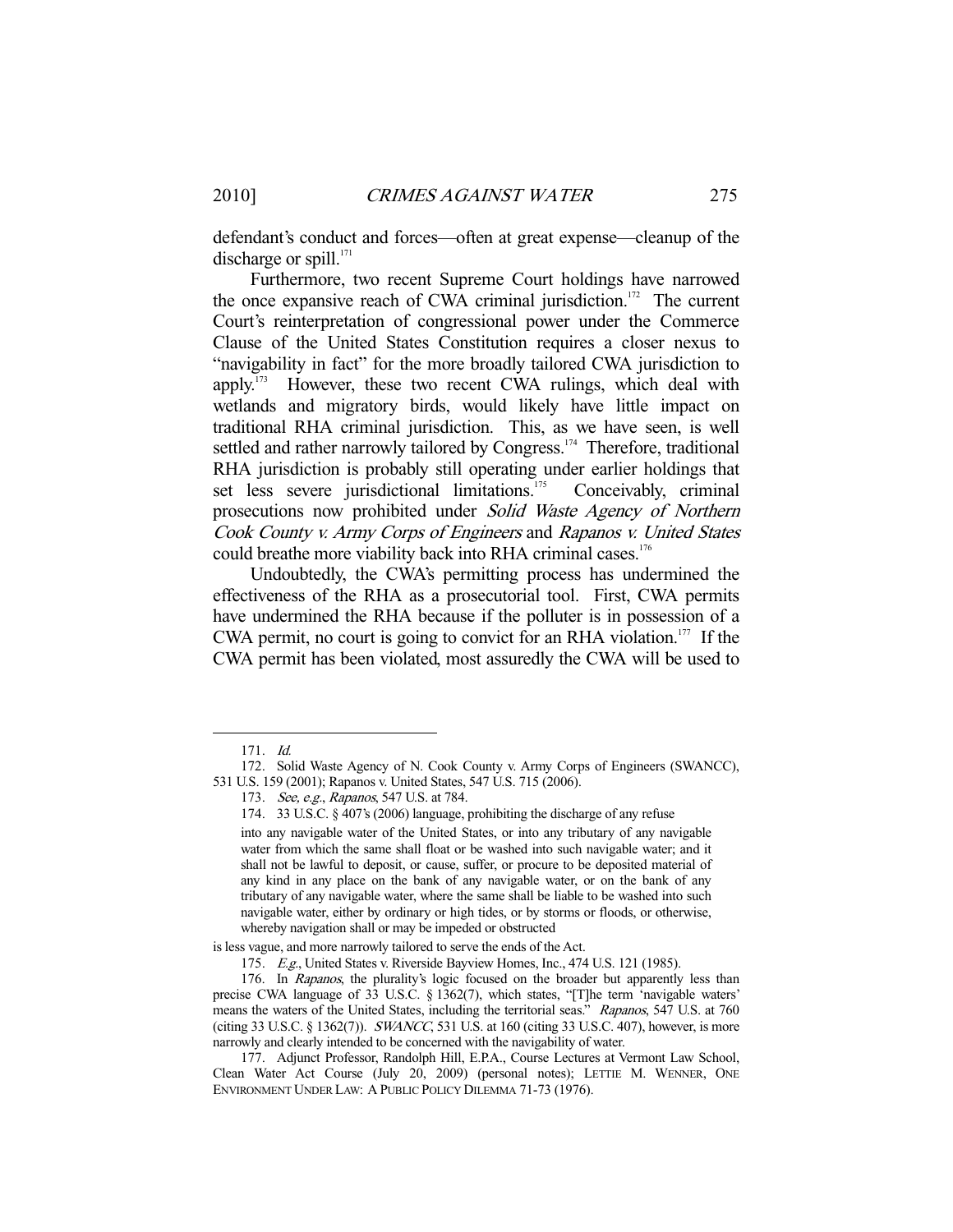defendant's conduct and forces—often at great expense—cleanup of the discharge or spill.[171]

Furthermore, two recent Supreme Court holdings have narrowed the once expansive reach of CWA criminal jurisdiction.[172] The current Court's reinterpretation of congressional power under the Commerce Clause of the United States Constitution requires a closer nexus to "navigability in fact" for the more broadly tailored CWA jurisdiction to apply.[173] However, these two recent CWA rulings, which deal with wetlands and migratory birds, would likely have little impact on traditional RHA criminal jurisdiction. This, as we have seen, is well settled and rather narrowly tailored by Congress.[174] Therefore, traditional RHA jurisdiction is probably still operating under earlier holdings that set less severe jurisdictional limitations.[175] Conceivably, criminal prosecutions now prohibited under *Solid Waste Agency of Northern Cook County v. Army Corps of Engineers* and *Rapanos v. United States* could breathe more viability back into RHA criminal cases.[176]

Undoubtedly, the CWA's permitting process has undermined the effectiveness of the RHA as a prosecutorial tool. First, CWA permits have undermined the RHA because if the polluter is in possession of a CWA permit, no court is going to convict for an RHA violation.[177] If the CWA permit has been violated, most assuredly the CWA will be used to

---

171. *Id.*

172. Solid Waste Agency of N. Cook County v. Army Corps of Engineers (SWANCC), 531 U.S. 159 (2001); Rapanos v. United States, 547 U.S. 715 (2006).

173. *See, e.g.*, *Rapanos*, 547 U.S. at 784.

174. 33 U.S.C. § 407's (2006) language, prohibiting the discharge of any refuse

> into any navigable water of the United States, or into any tributary of any navigable water from which the same shall float or be washed into such navigable water; and it shall not be lawful to deposit, or cause, suffer, or procure to be deposited material of any kind in any place on the bank of any navigable water, or on the bank of any tributary of any navigable water, where the same shall be liable to be washed into such navigable water, either by ordinary or high tides, or by storms or floods, or otherwise, whereby navigation shall or may be impeded or obstructed

is less vague, and more narrowly tailored to serve the ends of the Act.

175. *E.g.*, United States v. Riverside Bayview Homes, Inc., 474 U.S. 121 (1985).

176. In *Rapanos*, the plurality's logic focused on the broader but apparently less than precise CWA language of 33 U.S.C. § 1362(7), which states, "[T]he term 'navigable waters' means the waters of the United States, including the territorial seas." *Rapanos*, 547 U.S. at 760 (citing 33 U.S.C. § 1362(7)). *SWANCC*, 531 U.S. at 160 (citing 33 U.S.C. 407), however, is more narrowly and clearly intended to be concerned with the navigability of water.

177. Adjunct Professor, Randolph Hill, E.P.A., Course Lectures at Vermont Law School, Clean Water Act Course (July 20, 2009) (personal notes); LETTIE M. WENNER, ONE ENVIRONMENT UNDER LAW: A PUBLIC POLICY DILEMMA 71-73 (1976).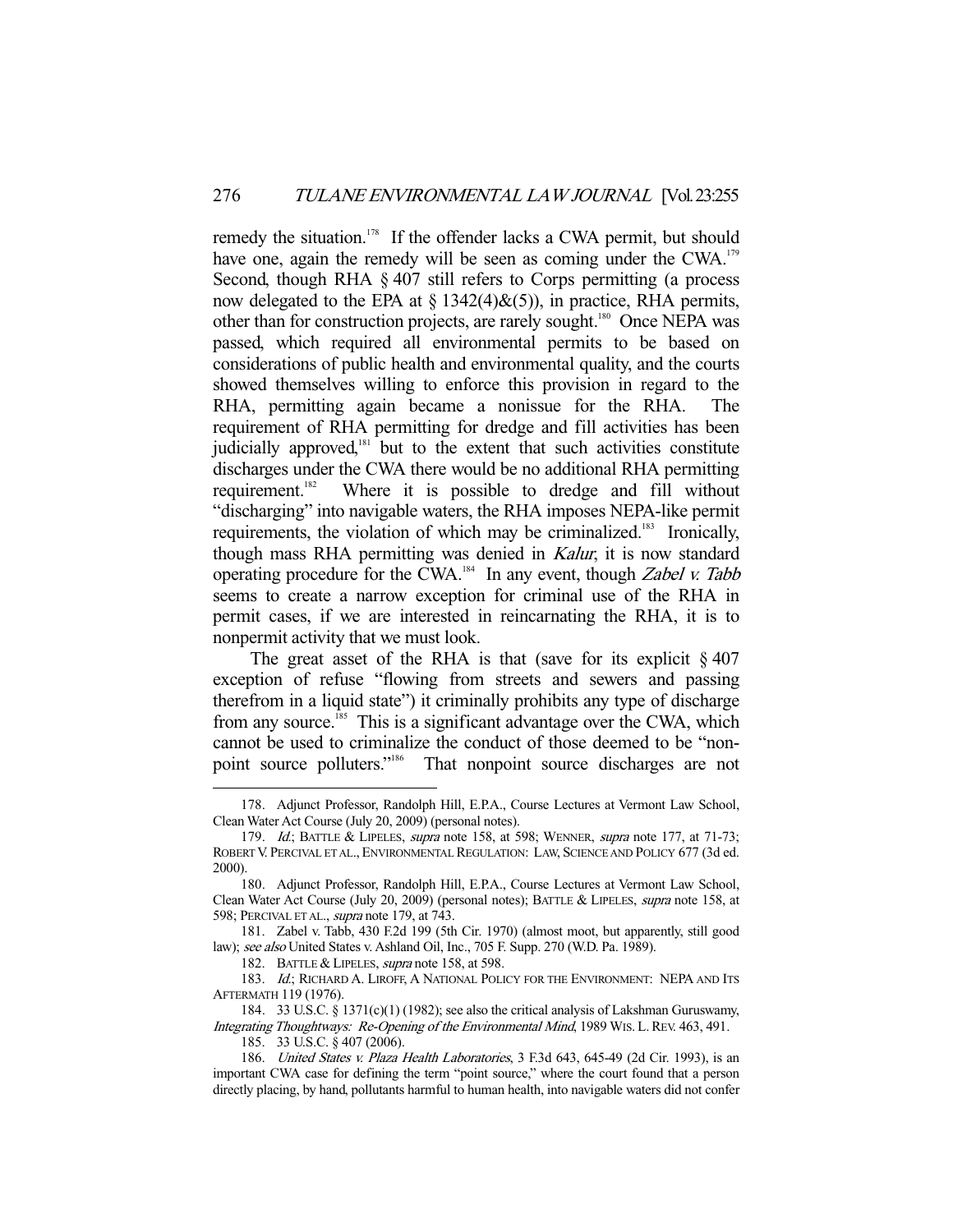remedy the situation.[178] If the offender lacks a CWA permit, but should have one, again the remedy will be seen as coming under the CWA.[179] Second, though RHA § 407 still refers to Corps permitting (a process now delegated to the EPA at § 1342(4)&(5)), in practice, RHA permits, other than for construction projects, are rarely sought.[180] Once NEPA was passed, which required all environmental permits to be based on considerations of public health and environmental quality, and the courts showed themselves willing to enforce this provision in regard to the RHA, permitting again became a nonissue for the RHA. The requirement of RHA permitting for dredge and fill activities has been judicially approved,[181] but to the extent that such activities constitute discharges under the CWA there would be no additional RHA permitting requirement.[182] Where it is possible to dredge and fill without "discharging" into navigable waters, the RHA imposes NEPA-like permit requirements, the violation of which may be criminalized.[183] Ironically, though mass RHA permitting was denied in *Kalur*, it is now standard operating procedure for the CWA.[184] In any event, though *Zabel v. Tabb* seems to create a narrow exception for criminal use of the RHA in permit cases, if we are interested in reincarnating the RHA, it is to nonpermit activity that we must look.

The great asset of the RHA is that (save for its explicit § 407 exception of refuse "flowing from streets and sewers and passing therefrom in a liquid state") it criminally prohibits any type of discharge from any source.[185] This is a significant advantage over the CWA, which cannot be used to criminalize the conduct of those deemed to be "non-point source polluters."[186] That nonpoint source discharges are not

---

178. Adjunct Professor, Randolph Hill, E.P.A., Course Lectures at Vermont Law School, Clean Water Act Course (July 20, 2009) (personal notes).

179. *Id.*; BATTLE & LIPELES, *supra* note 158, at 598; WENNER, *supra* note 177, at 71-73; ROBERT V. PERCIVAL ET AL., ENVIRONMENTAL REGULATION: LAW, SCIENCE AND POLICY 677 (3d ed. 2000).

180. Adjunct Professor, Randolph Hill, E.P.A., Course Lectures at Vermont Law School, Clean Water Act Course (July 20, 2009) (personal notes); BATTLE & LIPELES, *supra* note 158, at 598; PERCIVAL ET AL., *supra* note 179, at 743.

181. Zabel v. Tabb, 430 F.2d 199 (5th Cir. 1970) (almost moot, but apparently, still good law); *see also* United States v. Ashland Oil, Inc., 705 F. Supp. 270 (W.D. Pa. 1989).

182. BATTLE & LIPELES, *supra* note 158, at 598.

183. *Id.*; RICHARD A. LIROFF, A NATIONAL POLICY FOR THE ENVIRONMENT: NEPA AND ITS AFTERMATH 119 (1976).

184. 33 U.S.C. § 1371(c)(1) (1982); see also the critical analysis of Lakshman Guruswamy, *Integrating Thoughtways: Re-Opening of the Environmental Mind*, 1989 WIS. L. REV. 463, 491.

185. 33 U.S.C. § 407 (2006).

186. *United States v. Plaza Health Laboratories*, 3 F.3d 643, 645-49 (2d Cir. 1993), is an important CWA case for defining the term "point source," where the court found that a person directly placing, by hand, pollutants harmful to human health, into navigable waters did not confer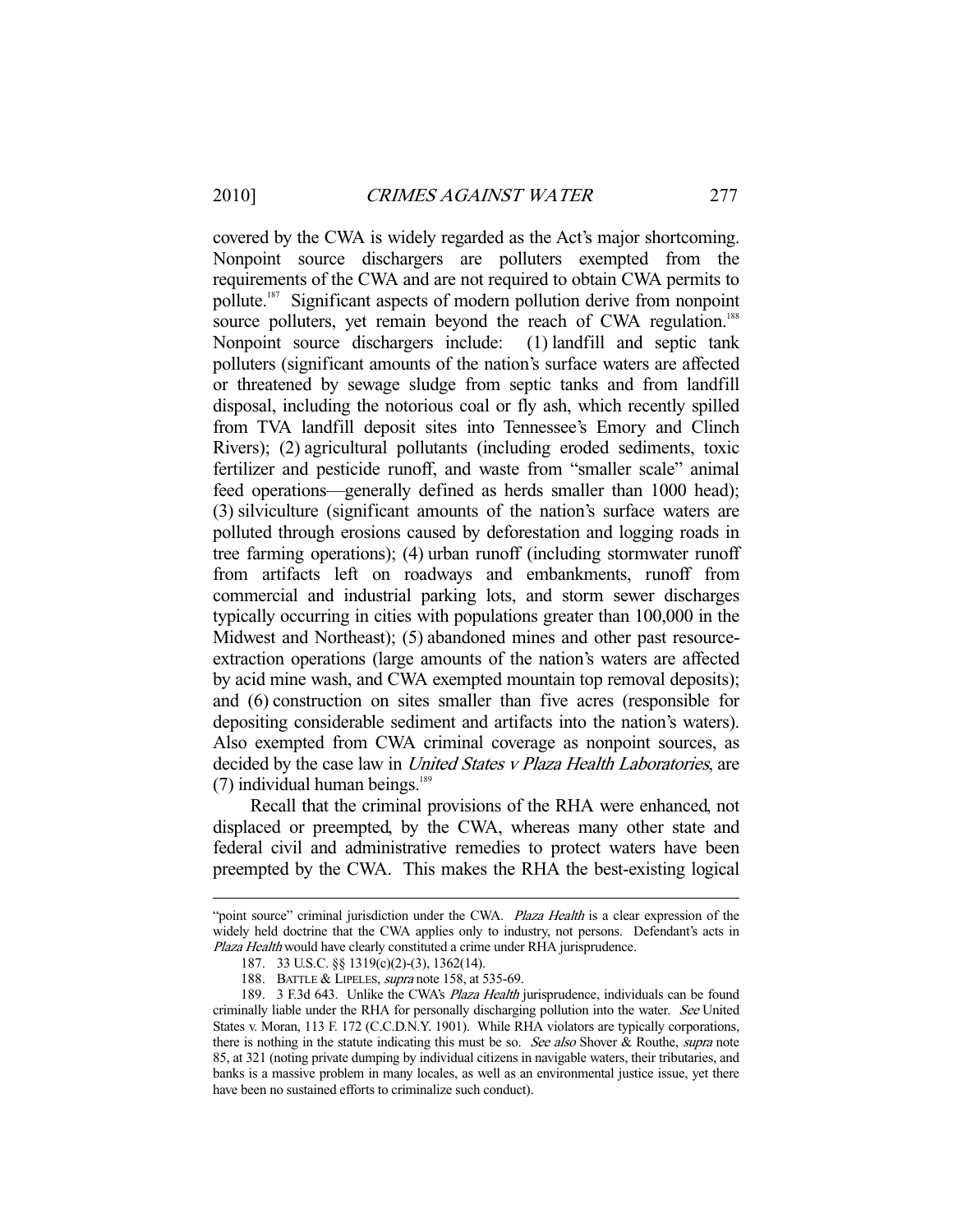covered by the CWA is widely regarded as the Act's major shortcoming. Nonpoint source dischargers are polluters exempted from the requirements of the CWA and are not required to obtain CWA permits to pollute.[187] Significant aspects of modern pollution derive from nonpoint source polluters, yet remain beyond the reach of CWA regulation.[188] Nonpoint source dischargers include: (1) landfill and septic tank polluters (significant amounts of the nation's surface waters are affected or threatened by sewage sludge from septic tanks and from landfill disposal, including the notorious coal or fly ash, which recently spilled from TVA landfill deposit sites into Tennessee's Emory and Clinch Rivers); (2) agricultural pollutants (including eroded sediments, toxic fertilizer and pesticide runoff, and waste from "smaller scale" animal feed operations—generally defined as herds smaller than 1000 head); (3) silviculture (significant amounts of the nation's surface waters are polluted through erosions caused by deforestation and logging roads in tree farming operations); (4) urban runoff (including stormwater runoff from artifacts left on roadways and embankments, runoff from commercial and industrial parking lots, and storm sewer discharges typically occurring in cities with populations greater than 100,000 in the Midwest and Northeast); (5) abandoned mines and other past resource-extraction operations (large amounts of the nation's waters are affected by acid mine wash, and CWA exempted mountain top removal deposits); and (6) construction on sites smaller than five acres (responsible for depositing considerable sediment and artifacts into the nation's waters). Also exempted from CWA criminal coverage as nonpoint sources, as decided by the case law in *United States v Plaza Health Laboratories*, are (7) individual human beings.[189]

Recall that the criminal provisions of the RHA were enhanced, not displaced or preempted, by the CWA, whereas many other state and federal civil and administrative remedies to protect waters have been preempted by the CWA. This makes the RHA the best-existing logical

---

"point source" criminal jurisdiction under the CWA. *Plaza Health* is a clear expression of the widely held doctrine that the CWA applies only to industry, not persons. Defendant's acts in *Plaza Health* would have clearly constituted a crime under RHA jurisprudence.

187. 33 U.S.C. §§ 1319(c)(2)-(3), 1362(14).

188. BATTLE & LIPELES, *supra* note 158, at 535-69.

189. 3 F.3d 643. Unlike the CWA's *Plaza Health* jurisprudence, individuals can be found criminally liable under the RHA for personally discharging pollution into the water. *See* United States v. Moran, 113 F. 172 (C.C.D.N.Y. 1901). While RHA violators are typically corporations, there is nothing in the statute indicating this must be so. *See also* Shover & Routhe, *supra* note 85, at 321 (noting private dumping by individual citizens in navigable waters, their tributaries, and banks is a massive problem in many locales, as well as an environmental justice issue, yet there have been no sustained efforts to criminalize such conduct).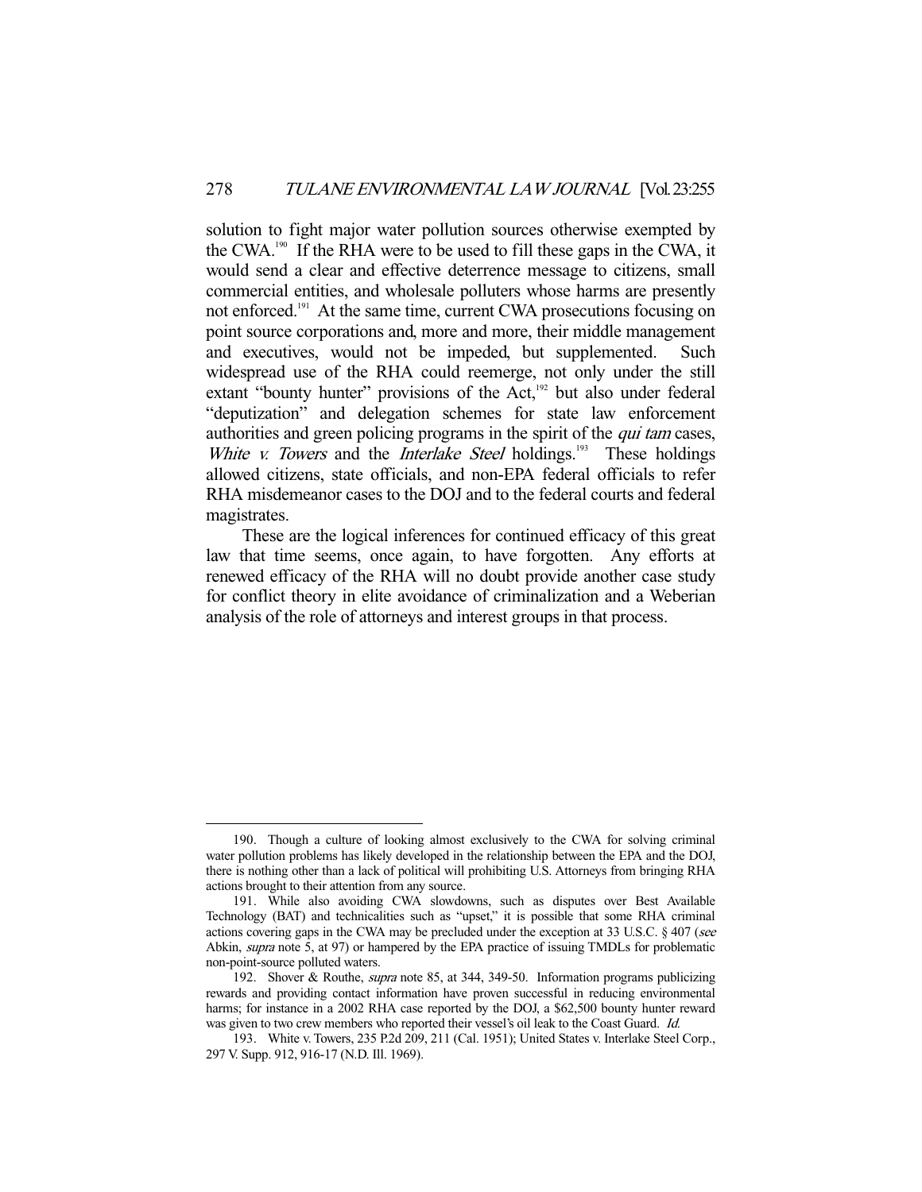solution to fight major water pollution sources otherwise exempted by the CWA.[190] If the RHA were to be used to fill these gaps in the CWA, it would send a clear and effective deterrence message to citizens, small commercial entities, and wholesale polluters whose harms are presently not enforced.[191] At the same time, current CWA prosecutions focusing on point source corporations and, more and more, their middle management and executives, would not be impeded, but supplemented. Such widespread use of the RHA could reemerge, not only under the still extant "bounty hunter" provisions of the Act,[192] but also under federal "deputization" and delegation schemes for state law enforcement authorities and green policing programs in the spirit of the *qui tam* cases, *White v. Towers* and the *Interlake Steel* holdings.[193] These holdings allowed citizens, state officials, and non-EPA federal officials to refer RHA misdemeanor cases to the DOJ and to the federal courts and federal magistrates.

These are the logical inferences for continued efficacy of this great law that time seems, once again, to have forgotten. Any efforts at renewed efficacy of the RHA will no doubt provide another case study for conflict theory in elite avoidance of criminalization and a Weberian analysis of the role of attorneys and interest groups in that process.

---

190. Though a culture of looking almost exclusively to the CWA for solving criminal water pollution problems has likely developed in the relationship between the EPA and the DOJ, there is nothing other than a lack of political will prohibiting U.S. Attorneys from bringing RHA actions brought to their attention from any source.

191. While also avoiding CWA slowdowns, such as disputes over Best Available Technology (BAT) and technicalities such as "upset," it is possible that some RHA criminal actions covering gaps in the CWA may be precluded under the exception at 33 U.S.C. § 407 (*see* Abkin, *supra* note 5, at 97) or hampered by the EPA practice of issuing TMDLs for problematic non-point-source polluted waters.

192. Shover & Routhe, *supra* note 85, at 344, 349-50. Information programs publicizing rewards and providing contact information have proven successful in reducing environmental harms; for instance in a 2002 RHA case reported by the DOJ, a $62,500 bounty hunter reward was given to two crew members who reported their vessel's oil leak to the Coast Guard. *Id.*

193. White v. Towers, 235 P.2d 209, 211 (Cal. 1951); United States v. Interlake Steel Corp., 297 V. Supp. 912, 916-17 (N.D. Ill. 1969).